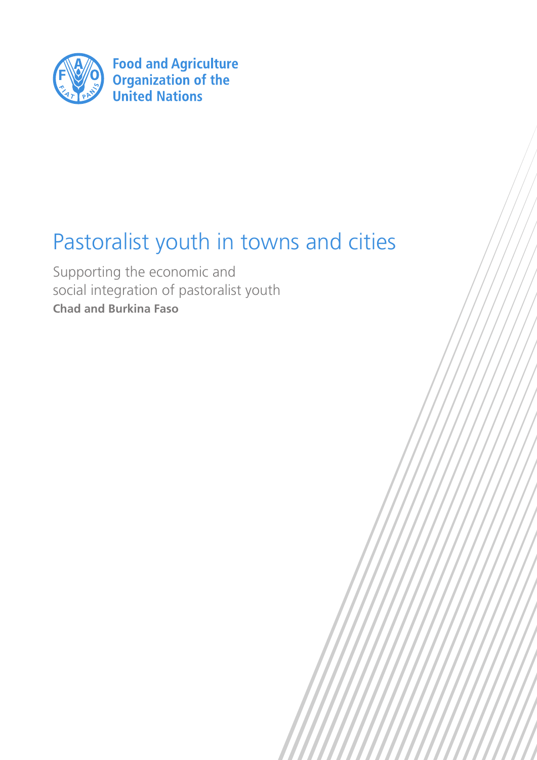Food and Agriculture Organization of the United Nations

# Pastoralist youth in towns and cities

Supporting the economic and social integration of pastoralist youth

**Chad and Burkina Faso**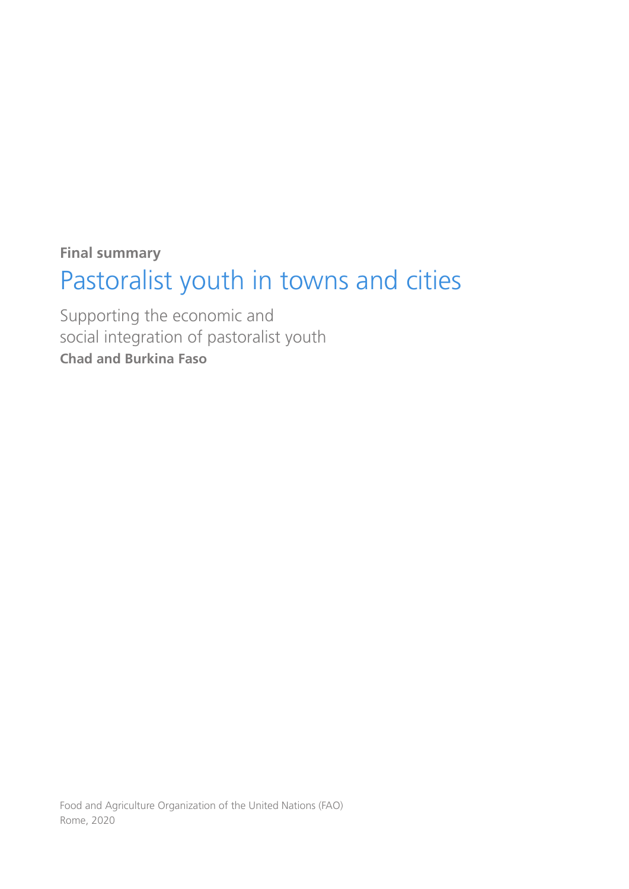**Final summary**

# Pastoralist youth in towns and cities

Supporting the economic and
social integration of pastoralist youth
**Chad and Burkina Faso**

Food and Agriculture Organization of the United Nations (FAO)
Rome, 2020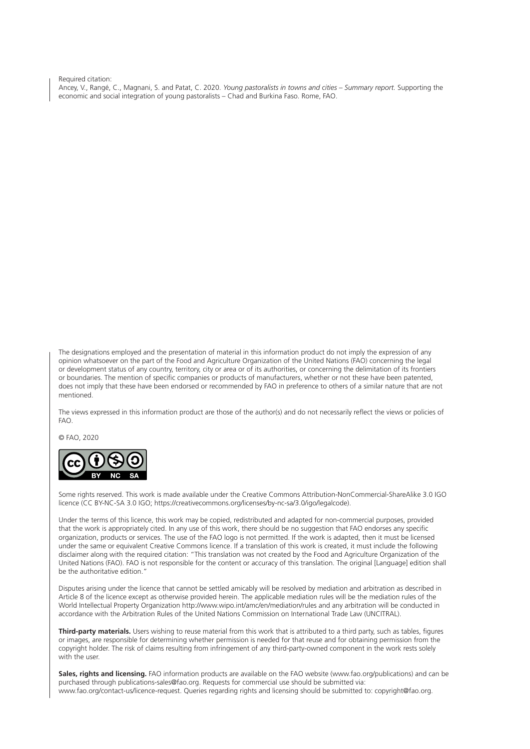Required citation:
Ancey, V., Rangé, C., Magnani, S. and Patat, C. 2020. *Young pastoralists in towns and cities – Summary report.* Supporting the economic and social integration of young pastoralists – Chad and Burkina Faso. Rome, FAO.

The designations employed and the presentation of material in this information product do not imply the expression of any opinion whatsoever on the part of the Food and Agriculture Organization of the United Nations (FAO) concerning the legal or development status of any country, territory, city or area or of its authorities, or concerning the delimitation of its frontiers or boundaries. The mention of specific companies or products of manufacturers, whether or not these have been patented, does not imply that these have been endorsed or recommended by FAO in preference to others of a similar nature that are not mentioned.

The views expressed in this information product are those of the author(s) and do not necessarily reflect the views or policies of FAO.

© FAO, 2020

Some rights reserved. This work is made available under the Creative Commons Attribution-NonCommercial-ShareAlike 3.0 IGO licence (CC BY-NC-SA 3.0 IGO; https://creativecommons.org/licenses/by-nc-sa/3.0/igo/legalcode).

Under the terms of this licence, this work may be copied, redistributed and adapted for non-commercial purposes, provided that the work is appropriately cited. In any use of this work, there should be no suggestion that FAO endorses any specific organization, products or services. The use of the FAO logo is not permitted. If the work is adapted, then it must be licensed under the same or equivalent Creative Commons licence. If a translation of this work is created, it must include the following disclaimer along with the required citation: "This translation was not created by the Food and Agriculture Organization of the United Nations (FAO). FAO is not responsible for the content or accuracy of this translation. The original [Language] edition shall be the authoritative edition."

Disputes arising under the licence that cannot be settled amicably will be resolved by mediation and arbitration as described in Article 8 of the licence except as otherwise provided herein. The applicable mediation rules will be the mediation rules of the World Intellectual Property Organization http://www.wipo.int/amc/en/mediation/rules and any arbitration will be conducted in accordance with the Arbitration Rules of the United Nations Commission on International Trade Law (UNCITRAL).

**Third-party materials.** Users wishing to reuse material from this work that is attributed to a third party, such as tables, figures or images, are responsible for determining whether permission is needed for that reuse and for obtaining permission from the copyright holder. The risk of claims resulting from infringement of any third-party-owned component in the work rests solely with the user.

**Sales, rights and licensing.** FAO information products are available on the FAO website (www.fao.org/publications) and can be purchased through publications-sales@fao.org. Requests for commercial use should be submitted via: www.fao.org/contact-us/licence-request. Queries regarding rights and licensing should be submitted to: copyright@fao.org.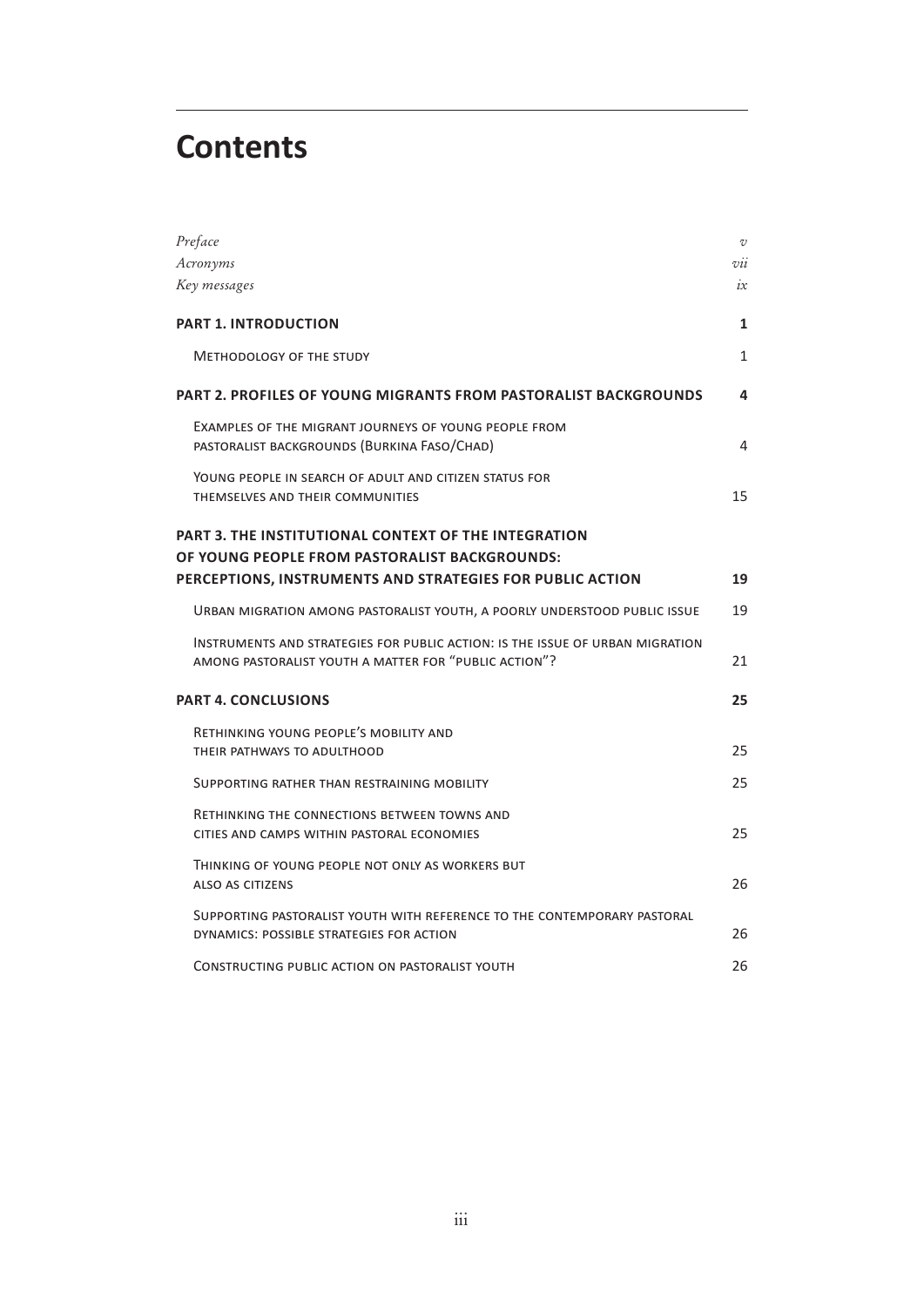# Contents

| | |
|---|---|
| *Preface* | *v* |
| *Acronyms* | *vii* |
| *Key messages* | *ix* |
| **PART 1. INTRODUCTION** | **1** |
| Methodology of the study | 1 |
| **PART 2. PROFILES OF YOUNG MIGRANTS FROM PASTORALIST BACKGROUNDS** | **4** |
| Examples of the migrant journeys of young people from pastoralist backgrounds (Burkina Faso/Chad) | 4 |
| Young people in search of adult and citizen status for themselves and their communities | 15 |
| **PART 3. THE INSTITUTIONAL CONTEXT OF THE INTEGRATION OF YOUNG PEOPLE FROM PASTORALIST BACKGROUNDS: PERCEPTIONS, INSTRUMENTS AND STRATEGIES FOR PUBLIC ACTION** | **19** |
| Urban migration among pastoralist youth, a poorly understood public issue | 19 |
| Instruments and strategies for public action: is the issue of urban migration among pastoralist youth a matter for "public action"? | 21 |
| **PART 4. CONCLUSIONS** | **25** |
| Rethinking young people's mobility and their pathways to adulthood | 25 |
| Supporting rather than restraining mobility | 25 |
| Rethinking the connections between towns and cities and camps within pastoral economies | 25 |
| Thinking of young people not only as workers but also as citizens | 26 |
| Supporting pastoralist youth with reference to the contemporary pastoral dynamics: possible strategies for action | 26 |
| Constructing public action on pastoralist youth | 26 |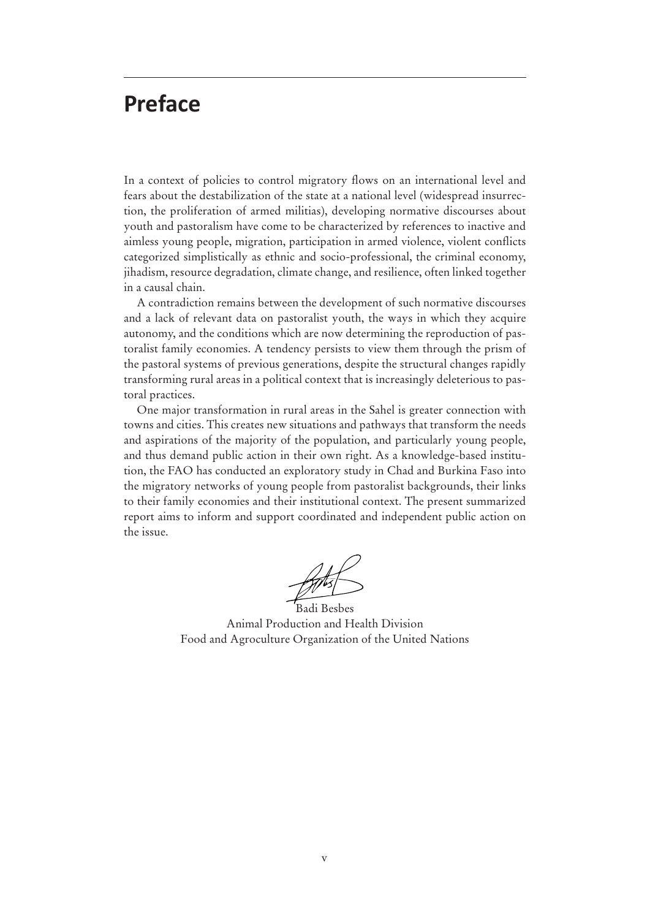# Preface

In a context of policies to control migratory flows on an international level and fears about the destabilization of the state at a national level (widespread insurrection, the proliferation of armed militias), developing normative discourses about youth and pastoralism have come to be characterized by references to inactive and aimless young people, migration, participation in armed violence, violent conflicts categorized simplistically as ethnic and socio-professional, the criminal economy, jihadism, resource degradation, climate change, and resilience, often linked together in a causal chain.

A contradiction remains between the development of such normative discourses and a lack of relevant data on pastoralist youth, the ways in which they acquire autonomy, and the conditions which are now determining the reproduction of pastoralist family economies. A tendency persists to view them through the prism of the pastoral systems of previous generations, despite the structural changes rapidly transforming rural areas in a political context that is increasingly deleterious to pastoral practices.

One major transformation in rural areas in the Sahel is greater connection with towns and cities. This creates new situations and pathways that transform the needs and aspirations of the majority of the population, and particularly young people, and thus demand public action in their own right. As a knowledge-based institution, the FAO has conducted an exploratory study in Chad and Burkina Faso into the migratory networks of young people from pastoralist backgrounds, their links to their family economies and their institutional context. The present summarized report aims to inform and support coordinated and independent public action on the issue.

Badi Besbes
Animal Production and Health Division
Food and Agroculture Organization of the United Nations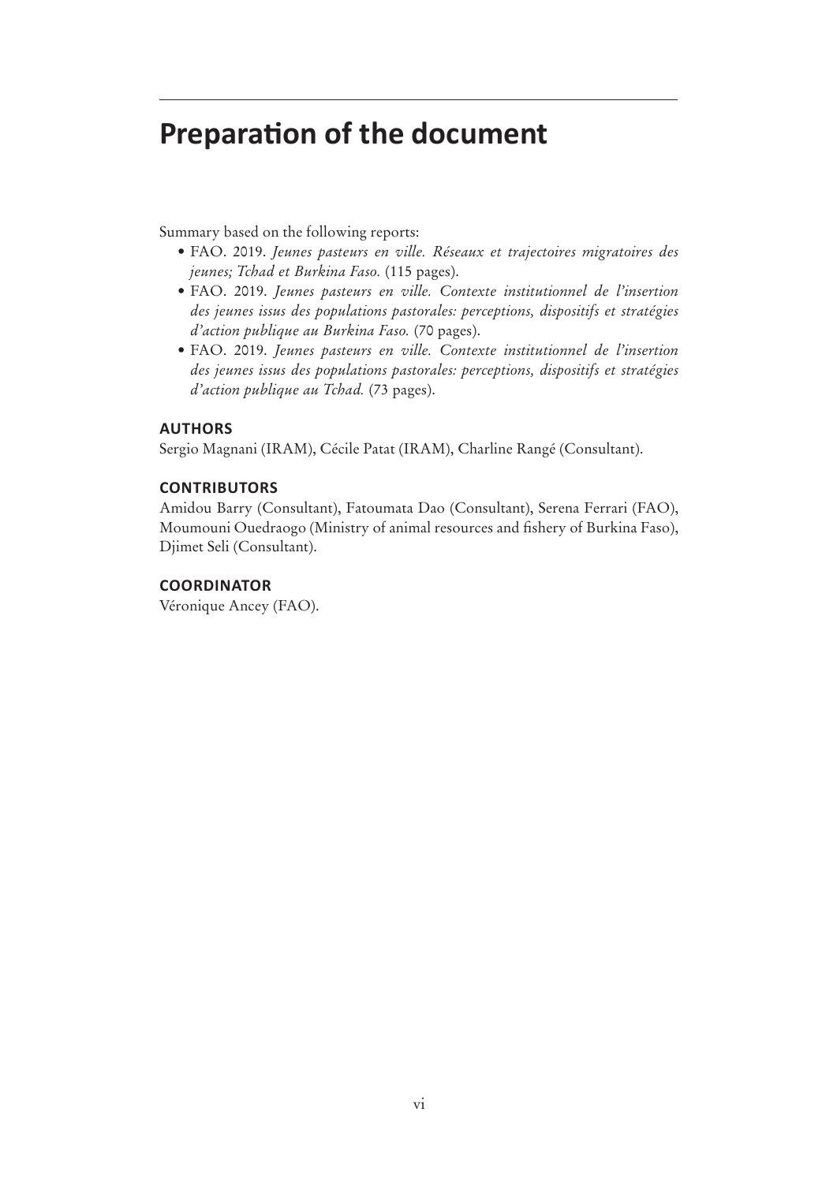# Preparation of the document

Summary based on the following reports:

- FAO. 2019. *Jeunes pasteurs en ville. Réseaux et trajectoires migratoires des jeunes; Tchad et Burkina Faso.* (115 pages).
- FAO. 2019. *Jeunes pasteurs en ville. Contexte institutionnel de l'insertion des jeunes issus des populations pastorales: perceptions, dispositifs et stratégies d'action publique au Burkina Faso.* (70 pages).
- FAO. 2019. *Jeunes pasteurs en ville. Contexte institutionnel de l'insertion des jeunes issus des populations pastorales: perceptions, dispositifs et stratégies d'action publique au Tchad.* (73 pages).

### AUTHORS

Sergio Magnani (IRAM), Cécile Patat (IRAM), Charline Rangé (Consultant).

### CONTRIBUTORS

Amidou Barry (Consultant), Fatoumata Dao (Consultant), Serena Ferrari (FAO), Moumouni Ouedraogo (Ministry of animal resources and fishery of Burkina Faso), Djimet Seli (Consultant).

### COORDINATOR

Véronique Ancey (FAO).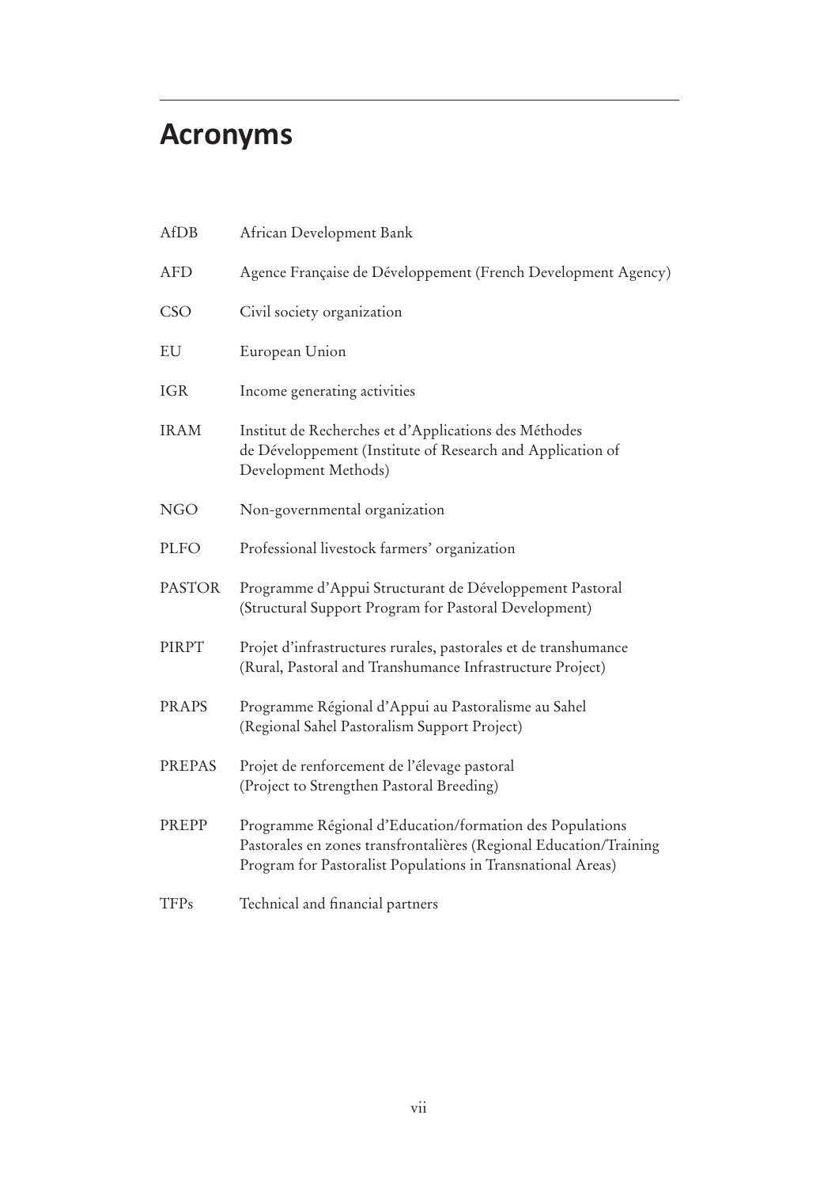# Acronyms

| | |
|---|---|
| AfDB | African Development Bank |
| AFD | Agence Française de Développement (French Development Agency) |
| CSO | Civil society organization |
| EU | European Union |
| IGR | Income generating activities |
| IRAM | Institut de Recherches et d'Applications des Méthodes de Développement (Institute of Research and Application of Development Methods) |
| NGO | Non-governmental organization |
| PLFO | Professional livestock farmers' organization |
| PASTOR | Programme d'Appui Structurant de Développement Pastoral (Structural Support Program for Pastoral Development) |
| PIRPT | Projet d'infrastructures rurales, pastorales et de transhumance (Rural, Pastoral and Transhumance Infrastructure Project) |
| PRAPS | Programme Régional d'Appui au Pastoralisme au Sahel (Regional Sahel Pastoralism Support Project) |
| PREPAS | Projet de renforcement de l'élevage pastoral (Project to Strengthen Pastoral Breeding) |
| PREPP | Programme Régional d'Education/formation des Populations Pastorales en zones transfrontalières (Regional Education/Training Program for Pastoralist Populations in Transnational Areas) |
| TFPs | Technical and financial partners |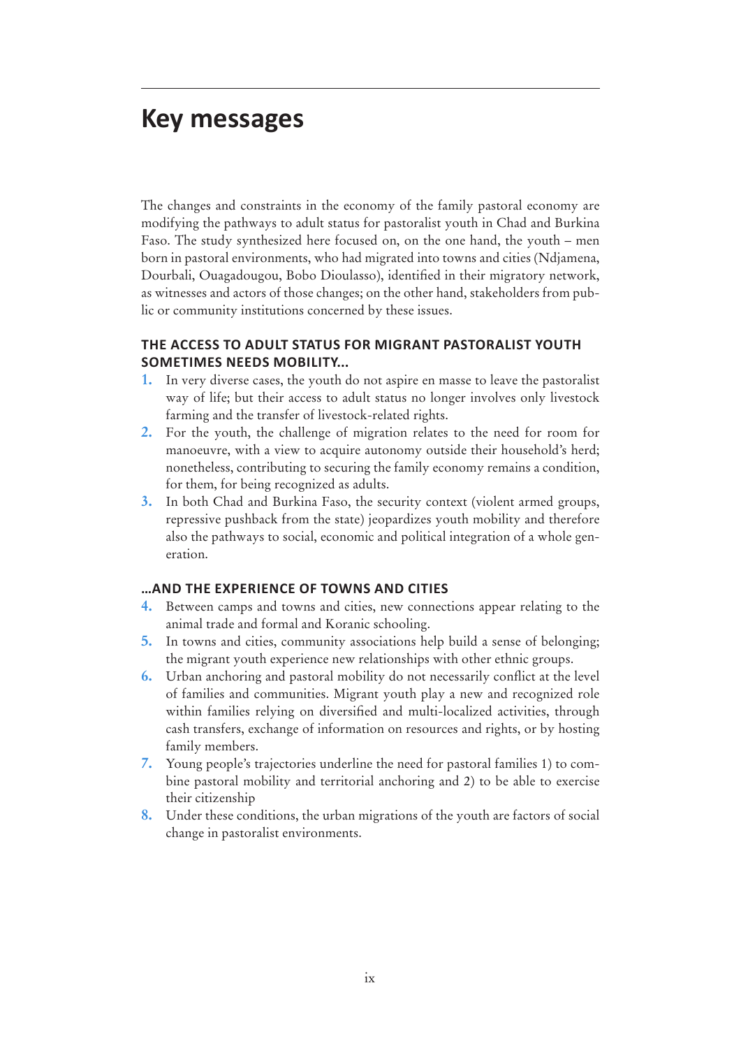# Key messages

The changes and constraints in the economy of the family pastoral economy are modifying the pathways to adult status for pastoralist youth in Chad and Burkina Faso. The study synthesized here focused on, on the one hand, the youth – men born in pastoral environments, who had migrated into towns and cities (Ndjamena, Dourbali, Ouagadougou, Bobo Dioulasso), identified in their migratory network, as witnesses and actors of those changes; on the other hand, stakeholders from public or community institutions concerned by these issues.

### THE ACCESS TO ADULT STATUS FOR MIGRANT PASTORALIST YOUTH SOMETIMES NEEDS MOBILITY…

1. In very diverse cases, the youth do not aspire en masse to leave the pastoralist way of life; but their access to adult status no longer involves only livestock farming and the transfer of livestock-related rights.
2. For the youth, the challenge of migration relates to the need for room for manoeuvre, with a view to acquire autonomy outside their household's herd; nonetheless, contributing to securing the family economy remains a condition, for them, for being recognized as adults.
3. In both Chad and Burkina Faso, the security context (violent armed groups, repressive pushback from the state) jeopardizes youth mobility and therefore also the pathways to social, economic and political integration of a whole generation.

### …AND THE EXPERIENCE OF TOWNS AND CITIES

4. Between camps and towns and cities, new connections appear relating to the animal trade and formal and Koranic schooling.
5. In towns and cities, community associations help build a sense of belonging; the migrant youth experience new relationships with other ethnic groups.
6. Urban anchoring and pastoral mobility do not necessarily conflict at the level of families and communities. Migrant youth play a new and recognized role within families relying on diversified and multi-localized activities, through cash transfers, exchange of information on resources and rights, or by hosting family members.
7. Young people's trajectories underline the need for pastoral families 1) to combine pastoral mobility and territorial anchoring and 2) to be able to exercise their citizenship
8. Under these conditions, the urban migrations of the youth are factors of social change in pastoralist environments.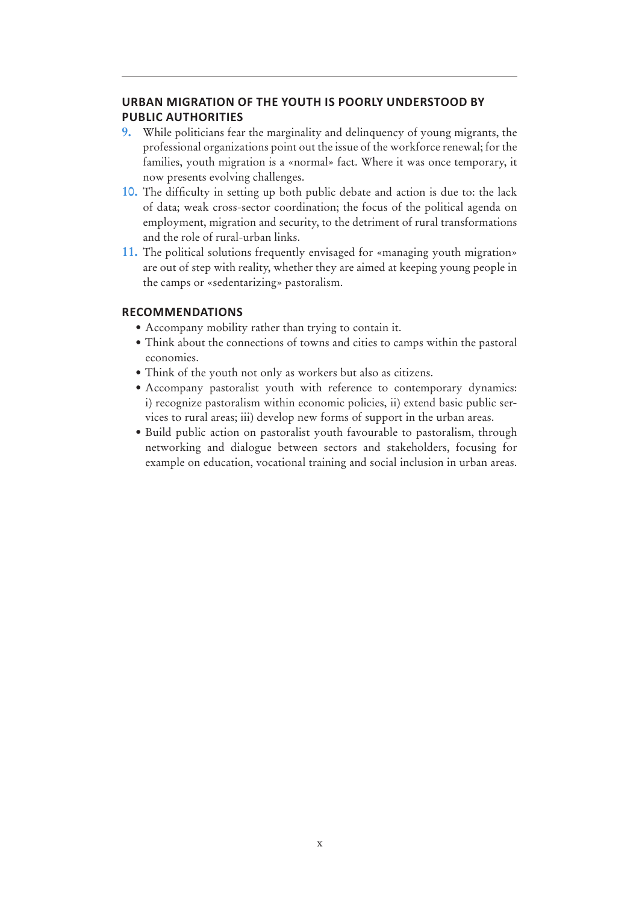## URBAN MIGRATION OF THE YOUTH IS POORLY UNDERSTOOD BY PUBLIC AUTHORITIES

9. While politicians fear the marginality and delinquency of young migrants, the professional organizations point out the issue of the workforce renewal; for the families, youth migration is a «normal» fact. Where it was once temporary, it now presents evolving challenges.
10. The difficulty in setting up both public debate and action is due to: the lack of data; weak cross-sector coordination; the focus of the political agenda on employment, migration and security, to the detriment of rural transformations and the role of rural-urban links.
11. The political solutions frequently envisaged for «managing youth migration» are out of step with reality, whether they are aimed at keeping young people in the camps or «sedentarizing» pastoralism.

## RECOMMENDATIONS

- Accompany mobility rather than trying to contain it.
- Think about the connections of towns and cities to camps within the pastoral economies.
- Think of the youth not only as workers but also as citizens.
- Accompany pastoralist youth with reference to contemporary dynamics: i) recognize pastoralism within economic policies, ii) extend basic public services to rural areas; iii) develop new forms of support in the urban areas.
- Build public action on pastoralist youth favourable to pastoralism, through networking and dialogue between sectors and stakeholders, focusing for example on education, vocational training and social inclusion in urban areas.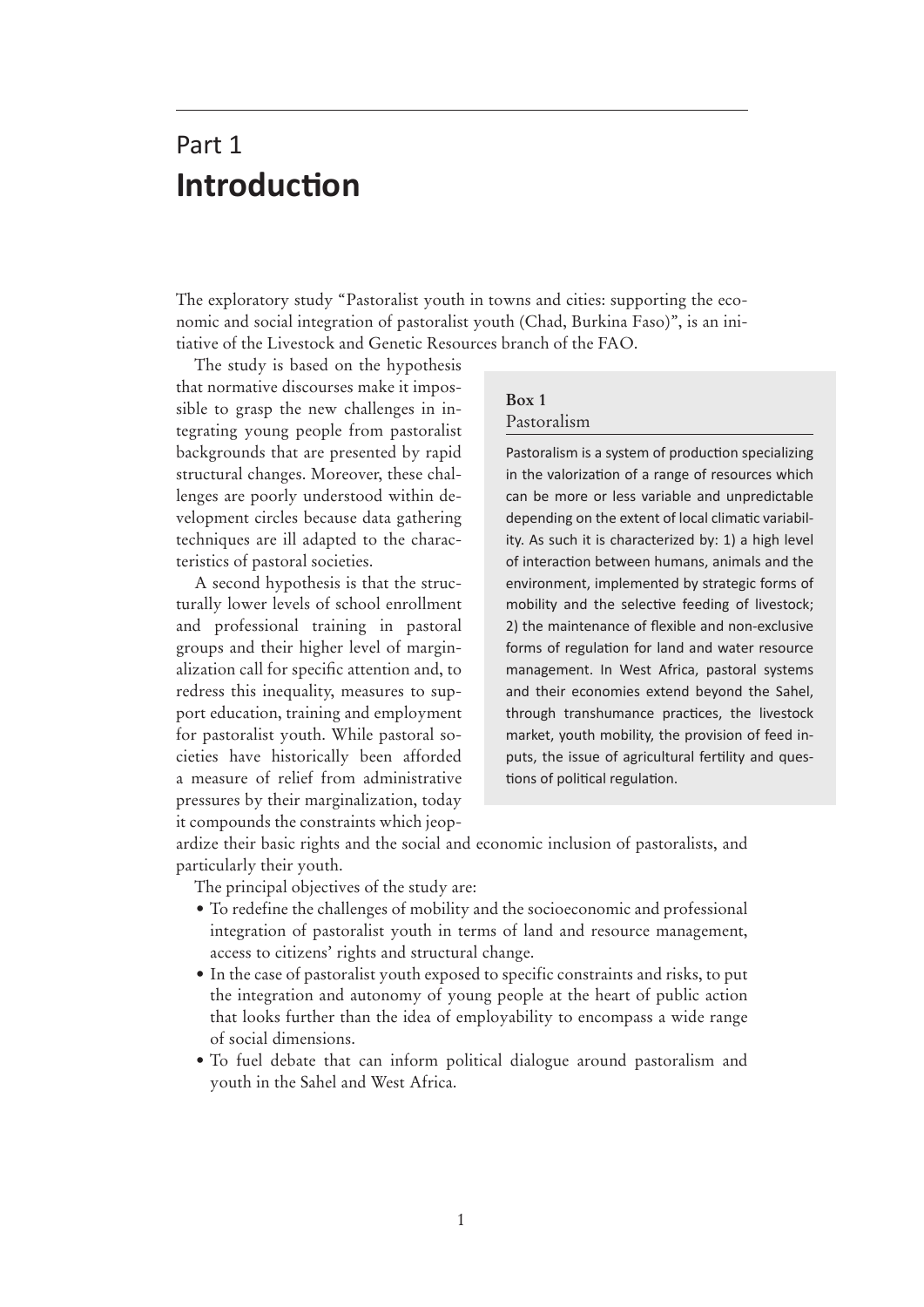# Part 1
# Introduction

The exploratory study "Pastoralist youth in towns and cities: supporting the economic and social integration of pastoralist youth (Chad, Burkina Faso)", is an initiative of the Livestock and Genetic Resources branch of the FAO.

The study is based on the hypothesis that normative discourses make it impossible to grasp the new challenges in integrating young people from pastoralist backgrounds that are presented by rapid structural changes. Moreover, these challenges are poorly understood within development circles because data gathering techniques are ill adapted to the characteristics of pastoral societies.

A second hypothesis is that the structurally lower levels of school enrollment and professional training in pastoral groups and their higher level of marginalization call for specific attention and, to redress this inequality, measures to support education, training and employment for pastoralist youth. While pastoral societies have historically been afforded a measure of relief from administrative pressures by their marginalization, today it compounds the constraints which jeopardize their basic rights and the social and economic inclusion of pastoralists, and particularly their youth.

> **Box 1**
> Pastoralism
>
> Pastoralism is a system of production specializing in the valorization of a range of resources which can be more or less variable and unpredictable depending on the extent of local climatic variability. As such it is characterized by: 1) a high level of interaction between humans, animals and the environment, implemented by strategic forms of mobility and the selective feeding of livestock; 2) the maintenance of flexible and non-exclusive forms of regulation for land and water resource management. In West Africa, pastoral systems and their economies extend beyond the Sahel, through transhumance practices, the livestock market, youth mobility, the provision of feed inputs, the issue of agricultural fertility and questions of political regulation.

The principal objectives of the study are:

- To redefine the challenges of mobility and the socioeconomic and professional integration of pastoralist youth in terms of land and resource management, access to citizens' rights and structural change.
- In the case of pastoralist youth exposed to specific constraints and risks, to put the integration and autonomy of young people at the heart of public action that looks further than the idea of employability to encompass a wide range of social dimensions.
- To fuel debate that can inform political dialogue around pastoralism and youth in the Sahel and West Africa.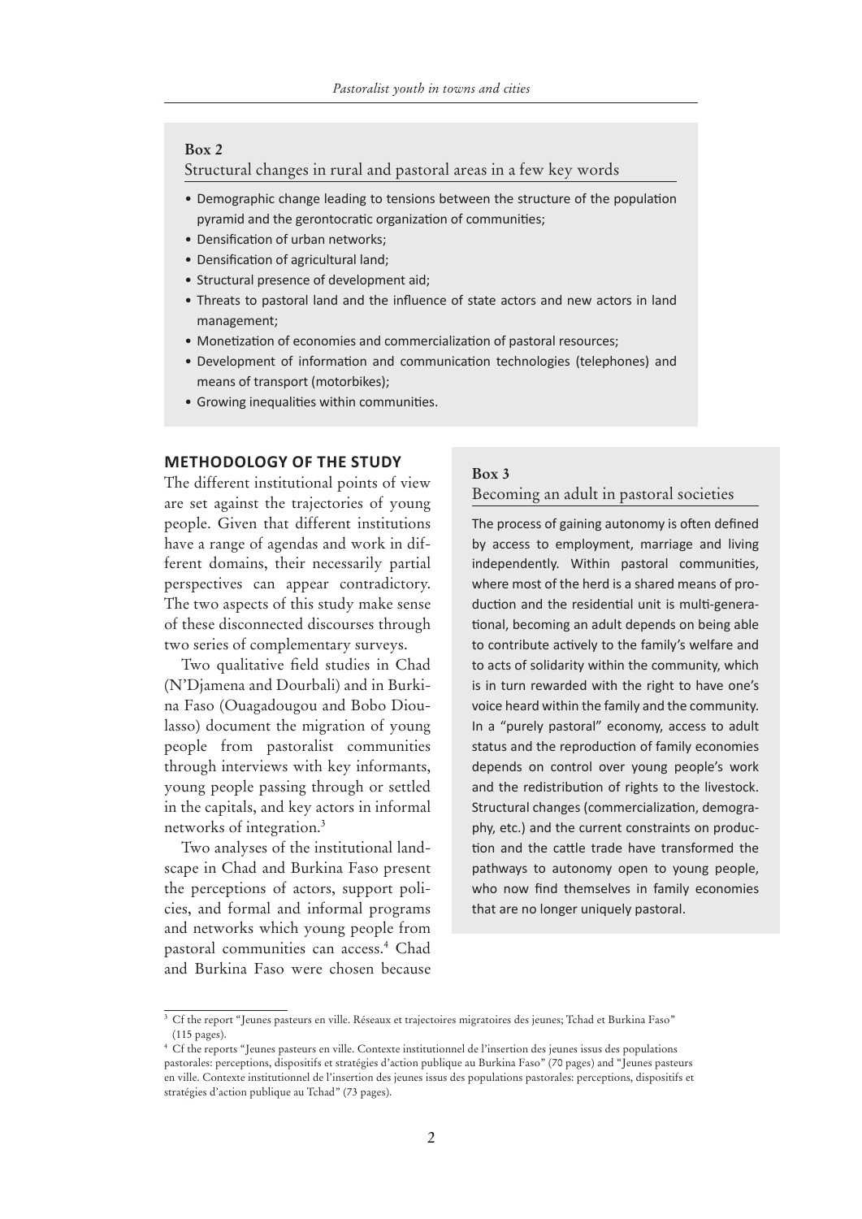**Box 2**

Structural changes in rural and pastoral areas in a few key words

- Demographic change leading to tensions between the structure of the population pyramid and the gerontocratic organization of communities;
- Densification of urban networks;
- Densification of agricultural land;
- Structural presence of development aid;
- Threats to pastoral land and the influence of state actors and new actors in land management;
- Monetization of economies and commercialization of pastoral resources;
- Development of information and communication technologies (telephones) and means of transport (motorbikes);
- Growing inequalities within communities.

## METHODOLOGY OF THE STUDY

The different institutional points of view are set against the trajectories of young people. Given that different institutions have a range of agendas and work in different domains, their necessarily partial perspectives can appear contradictory. The two aspects of this study make sense of these disconnected discourses through two series of complementary surveys.

Two qualitative field studies in Chad (N'Djamena and Dourbali) and in Burkina Faso (Ouagadougou and Bobo Dioulasso) document the migration of young people from pastoralist communities through interviews with key informants, young people passing through or settled in the capitals, and key actors in informal networks of integration.[3]

Two analyses of the institutional landscape in Chad and Burkina Faso present the perceptions of actors, support policies, and formal and informal programs and networks which young people from pastoral communities can access.[4] Chad and Burkina Faso were chosen because

**Box 3**

Becoming an adult in pastoral societies

The process of gaining autonomy is often defined by access to employment, marriage and living independently. Within pastoral communities, where most of the herd is a shared means of production and the residential unit is multi-generational, becoming an adult depends on being able to contribute actively to the family's welfare and to acts of solidarity within the community, which is in turn rewarded with the right to have one's voice heard within the family and the community. In a "purely pastoral" economy, access to adult status and the reproduction of family economies depends on control over young people's work and the redistribution of rights to the livestock. Structural changes (commercialization, demography, etc.) and the current constraints on production and the cattle trade have transformed the pathways to autonomy open to young people, who now find themselves in family economies that are no longer uniquely pastoral.

---

[3] Cf the report "Jeunes pasteurs en ville. Réseaux et trajectoires migratoires des jeunes; Tchad et Burkina Faso" (115 pages).

[4] Cf the reports "Jeunes pasteurs en ville. Contexte institutionnel de l'insertion des jeunes issus des populations pastorales: perceptions, dispositifs et stratégies d'action publique au Burkina Faso" (70 pages) and "Jeunes pasteurs en ville. Contexte institutionnel de l'insertion des jeunes issus des populations pastorales: perceptions, dispositifs et stratégies d'action publique au Tchad" (73 pages).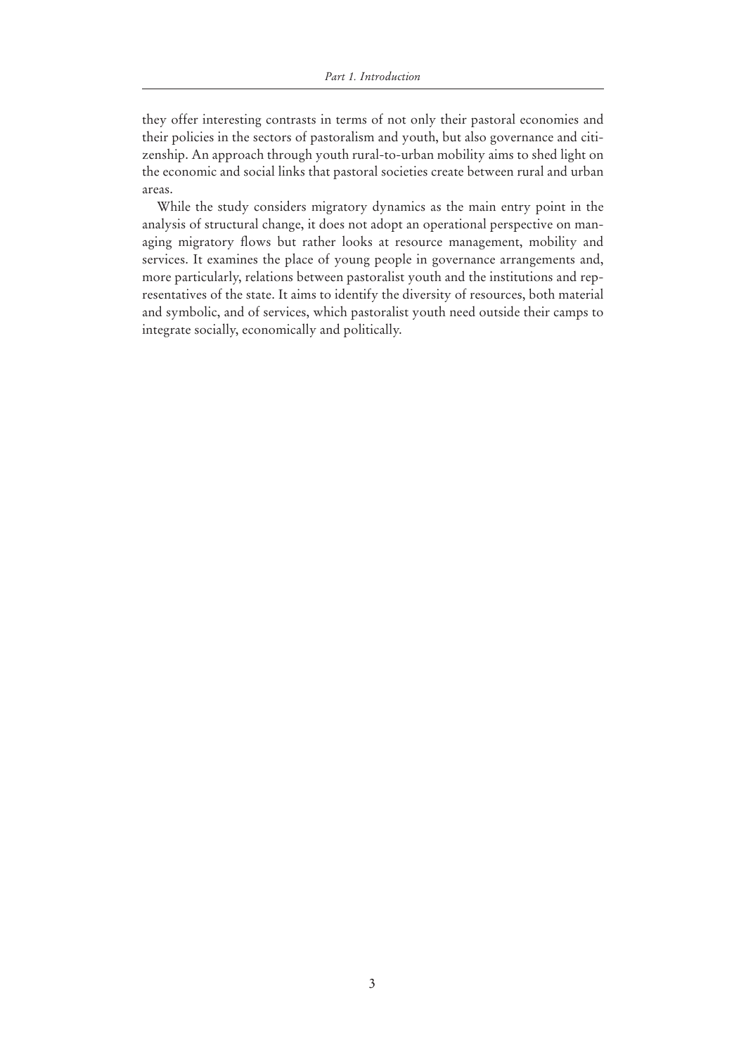they offer interesting contrasts in terms of not only their pastoral economies and their policies in the sectors of pastoralism and youth, but also governance and citizenship. An approach through youth rural-to-urban mobility aims to shed light on the economic and social links that pastoral societies create between rural and urban areas.

While the study considers migratory dynamics as the main entry point in the analysis of structural change, it does not adopt an operational perspective on managing migratory flows but rather looks at resource management, mobility and services. It examines the place of young people in governance arrangements and, more particularly, relations between pastoralist youth and the institutions and representatives of the state. It aims to identify the diversity of resources, both material and symbolic, and of services, which pastoralist youth need outside their camps to integrate socially, economically and politically.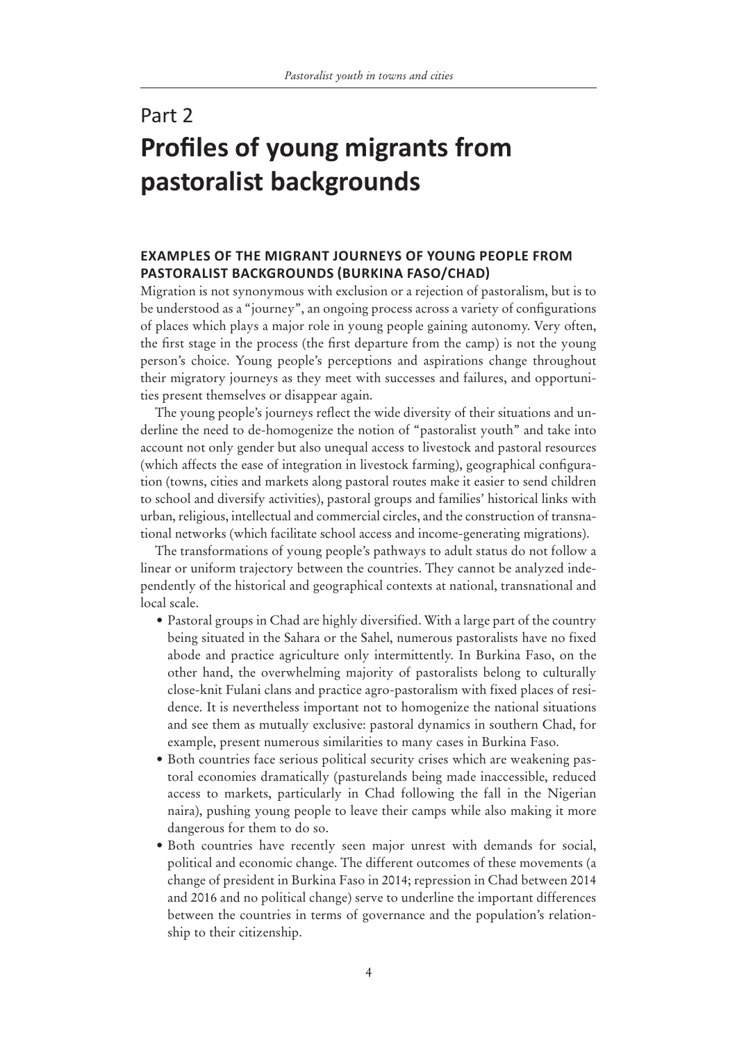# Part 2
# Profiles of young migrants from pastoralist backgrounds

## EXAMPLES OF THE MIGRANT JOURNEYS OF YOUNG PEOPLE FROM PASTORALIST BACKGROUNDS (BURKINA FASO/CHAD)

Migration is not synonymous with exclusion or a rejection of pastoralism, but is to be understood as a "journey", an ongoing process across a variety of configurations of places which plays a major role in young people gaining autonomy. Very often, the first stage in the process (the first departure from the camp) is not the young person's choice. Young people's perceptions and aspirations change throughout their migratory journeys as they meet with successes and failures, and opportunities present themselves or disappear again.

The young people's journeys reflect the wide diversity of their situations and underline the need to de-homogenize the notion of "pastoralist youth" and take into account not only gender but also unequal access to livestock and pastoral resources (which affects the ease of integration in livestock farming), geographical configuration (towns, cities and markets along pastoral routes make it easier to send children to school and diversify activities), pastoral groups and families' historical links with urban, religious, intellectual and commercial circles, and the construction of transnational networks (which facilitate school access and income-generating migrations).

The transformations of young people's pathways to adult status do not follow a linear or uniform trajectory between the countries. They cannot be analyzed independently of the historical and geographical contexts at national, transnational and local scale.

- Pastoral groups in Chad are highly diversified. With a large part of the country being situated in the Sahara or the Sahel, numerous pastoralists have no fixed abode and practice agriculture only intermittently. In Burkina Faso, on the other hand, the overwhelming majority of pastoralists belong to culturally close-knit Fulani clans and practice agro-pastoralism with fixed places of residence. It is nevertheless important not to homogenize the national situations and see them as mutually exclusive: pastoral dynamics in southern Chad, for example, present numerous similarities to many cases in Burkina Faso.
- Both countries face serious political security crises which are weakening pastoral economies dramatically (pasturelands being made inaccessible, reduced access to markets, particularly in Chad following the fall in the Nigerian naira), pushing young people to leave their camps while also making it more dangerous for them to do so.
- Both countries have recently seen major unrest with demands for social, political and economic change. The different outcomes of these movements (a change of president in Burkina Faso in 2014; repression in Chad between 2014 and 2016 and no political change) serve to underline the important differences between the countries in terms of governance and the population's relationship to their citizenship.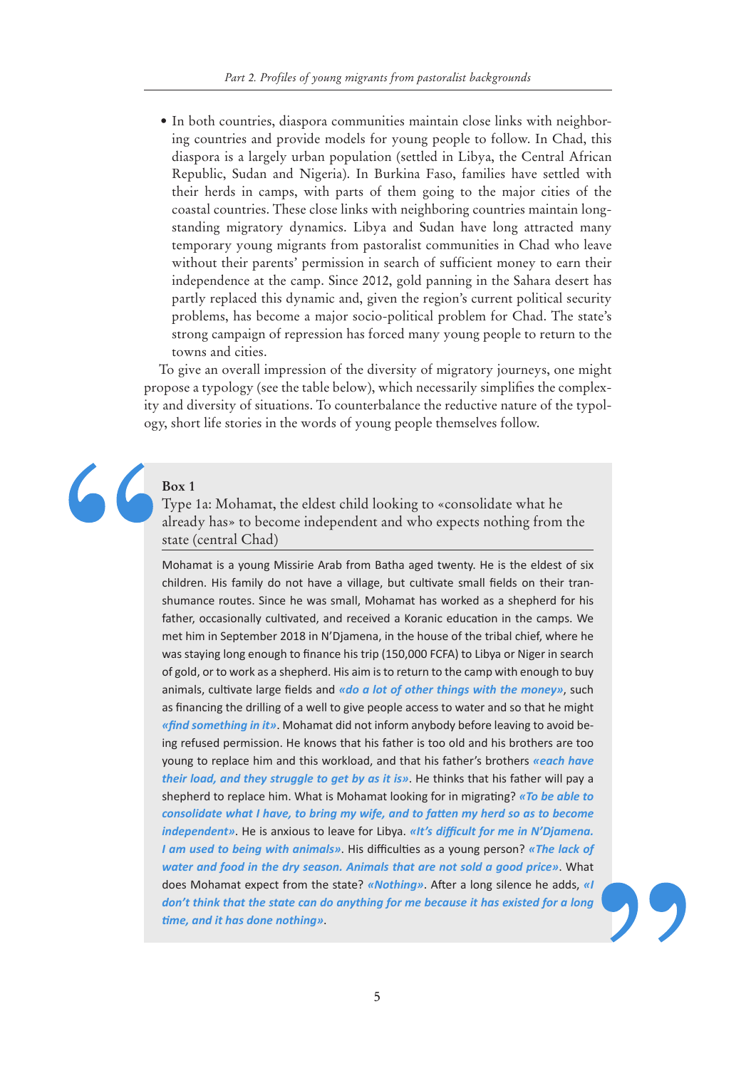- In both countries, diaspora communities maintain close links with neighboring countries and provide models for young people to follow. In Chad, this diaspora is a largely urban population (settled in Libya, the Central African Republic, Sudan and Nigeria). In Burkina Faso, families have settled with their herds in camps, with parts of them going to the major cities of the coastal countries. These close links with neighboring countries maintain long-standing migratory dynamics. Libya and Sudan have long attracted many temporary young migrants from pastoralist communities in Chad who leave without their parents' permission in search of sufficient money to earn their independence at the camp. Since 2012, gold panning in the Sahara desert has partly replaced this dynamic and, given the region's current political security problems, has become a major socio-political problem for Chad. The state's strong campaign of repression has forced many young people to return to the towns and cities.

To give an overall impression of the diversity of migratory journeys, one might propose a typology (see the table below), which necessarily simplifies the complexity and diversity of situations. To counterbalance the reductive nature of the typology, short life stories in the words of young people themselves follow.

> **Box 1**
>
> Type 1a: Mohamat, the eldest child looking to «consolidate what he already has» to become independent and who expects nothing from the state (central Chad)
>
> Mohamat is a young Missirie Arab from Batha aged twenty. He is the eldest of six children. His family do not have a village, but cultivate small fields on their transhumance routes. Since he was small, Mohamat has worked as a shepherd for his father, occasionally cultivated, and received a Koranic education in the camps. We met him in September 2018 in N'Djamena, in the house of the tribal chief, where he was staying long enough to finance his trip (150,000 FCFA) to Libya or Niger in search of gold, or to work as a shepherd. His aim is to return to the camp with enough to buy animals, cultivate large fields and ***«do a lot of other things with the money»***, such as financing the drilling of a well to give people access to water and so that he might ***«find something in it»***. Mohamat did not inform anybody before leaving to avoid being refused permission. He knows that his father is too old and his brothers are too young to replace him and this workload, and that his father's brothers ***«each have their load, and they struggle to get by as it is»***. He thinks that his father will pay a shepherd to replace him. What is Mohamat looking for in migrating? ***«To be able to consolidate what I have, to bring my wife, and to fatten my herd so as to become independent»***. He is anxious to leave for Libya. ***«It's difficult for me in N'Djamena. I am used to being with animals»***. His difficulties as a young person? ***«The lack of water and food in the dry season. Animals that are not sold a good price»***. What does Mohamat expect from the state? ***«Nothing»***. After a long silence he adds, ***«I don't think that the state can do anything for me because it has existed for a long time, and it has done nothing»***.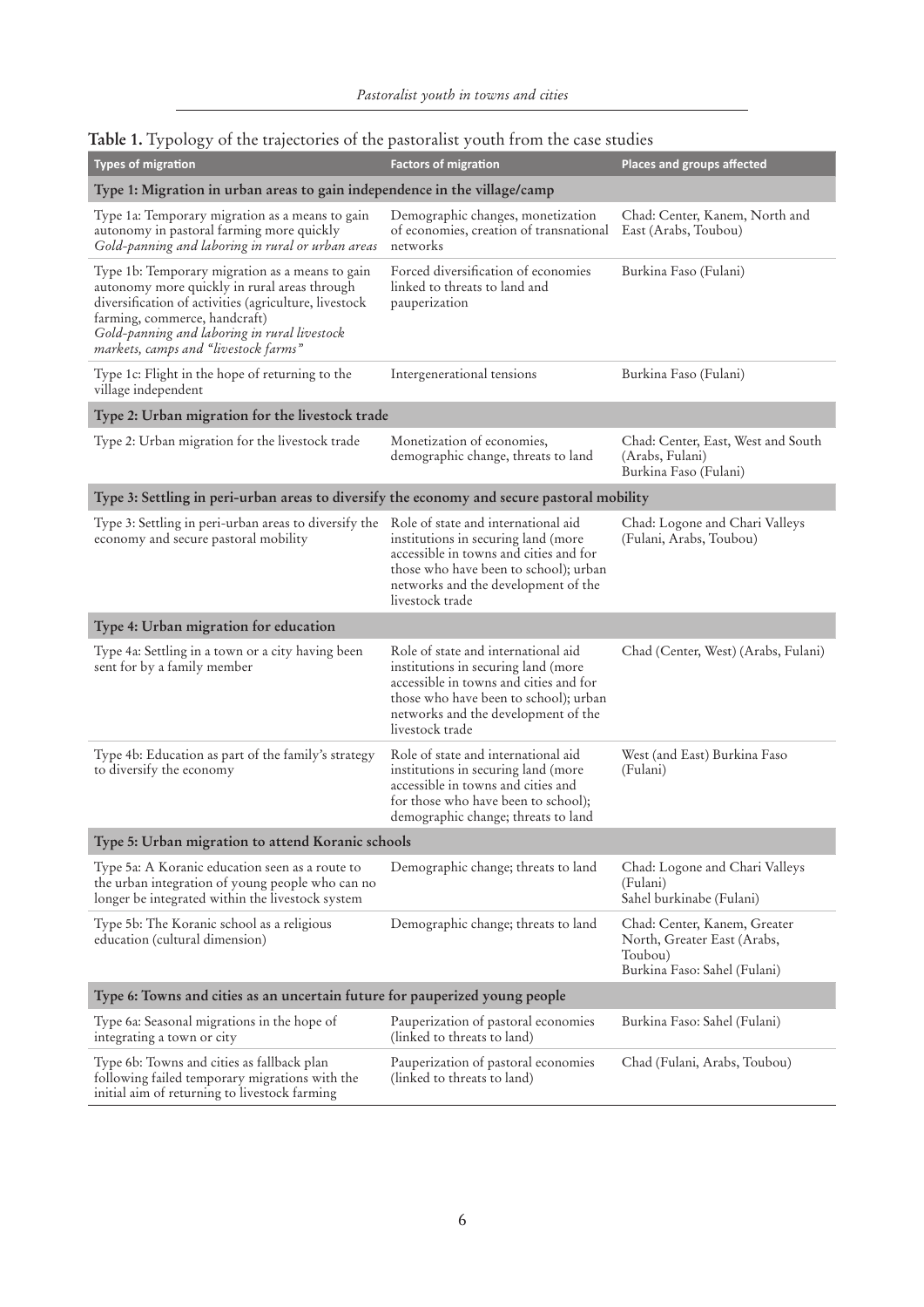**Table 1.** Typology of the trajectories of the pastoralist youth from the case studies

| Types of migration | Factors of migration | Places and groups affected |
|---|---|---|
| **Type 1: Migration in urban areas to gain independence in the village/camp** | | |
| Type 1a: Temporary migration as a means to gain autonomy in pastoral farming more quickly *Gold-panning and laboring in rural or urban areas* | Demographic changes, monetization of economies, creation of transnational networks | Chad: Center, Kanem, North and East (Arabs, Toubou) |
| Type 1b: Temporary migration as a means to gain autonomy more quickly in rural areas through diversification of activities (agriculture, livestock farming, commerce, handcraft) *Gold-panning and laboring in rural livestock markets, camps and "livestock farms"* | Forced diversification of economies linked to threats to land and pauperization | Burkina Faso (Fulani) |
| Type 1c: Flight in the hope of returning to the village independent | Intergenerational tensions | Burkina Faso (Fulani) |
| **Type 2: Urban migration for the livestock trade** | | |
| Type 2: Urban migration for the livestock trade | Monetization of economies, demographic change, threats to land | Chad: Center, East, West and South (Arabs, Fulani) Burkina Faso (Fulani) |
| **Type 3: Settling in peri-urban areas to diversify the economy and secure pastoral mobility** | | |
| Type 3: Settling in peri-urban areas to diversify the economy and secure pastoral mobility | Role of state and international aid institutions in securing land (more accessible in towns and cities and for those who have been to school); urban networks and the development of the livestock trade | Chad: Logone and Chari Valleys (Fulani, Arabs, Toubou) |
| **Type 4: Urban migration for education** | | |
| Type 4a: Settling in a town or a city having been sent for by a family member | Role of state and international aid institutions in securing land (more accessible in towns and cities and for those who have been to school); urban networks and the development of the livestock trade | Chad (Center, West) (Arabs, Fulani) |
| Type 4b: Education as part of the family's strategy to diversify the economy | Role of state and international aid institutions in securing land (more accessible in towns and cities and for those who have been to school); demographic change; threats to land | West (and East) Burkina Faso (Fulani) |
| **Type 5: Urban migration to attend Koranic schools** | | |
| Type 5a: A Koranic education seen as a route to the urban integration of young people who can no longer be integrated within the livestock system | Demographic change; threats to land | Chad: Logone and Chari Valleys (Fulani) Sahel burkinabe (Fulani) |
| Type 5b: The Koranic school as a religious education (cultural dimension) | Demographic change; threats to land | Chad: Center, Kanem, Greater North, Greater East (Arabs, Toubou) Burkina Faso: Sahel (Fulani) |
| **Type 6: Towns and cities as an uncertain future for pauperized young people** | | |
| Type 6a: Seasonal migrations in the hope of integrating a town or city | Pauperization of pastoral economies (linked to threats to land) | Burkina Faso: Sahel (Fulani) |
| Type 6b: Towns and cities as fallback plan following failed temporary migrations with the initial aim of returning to livestock farming | Pauperization of pastoral economies (linked to threats to land) | Chad (Fulani, Arabs, Toubou) |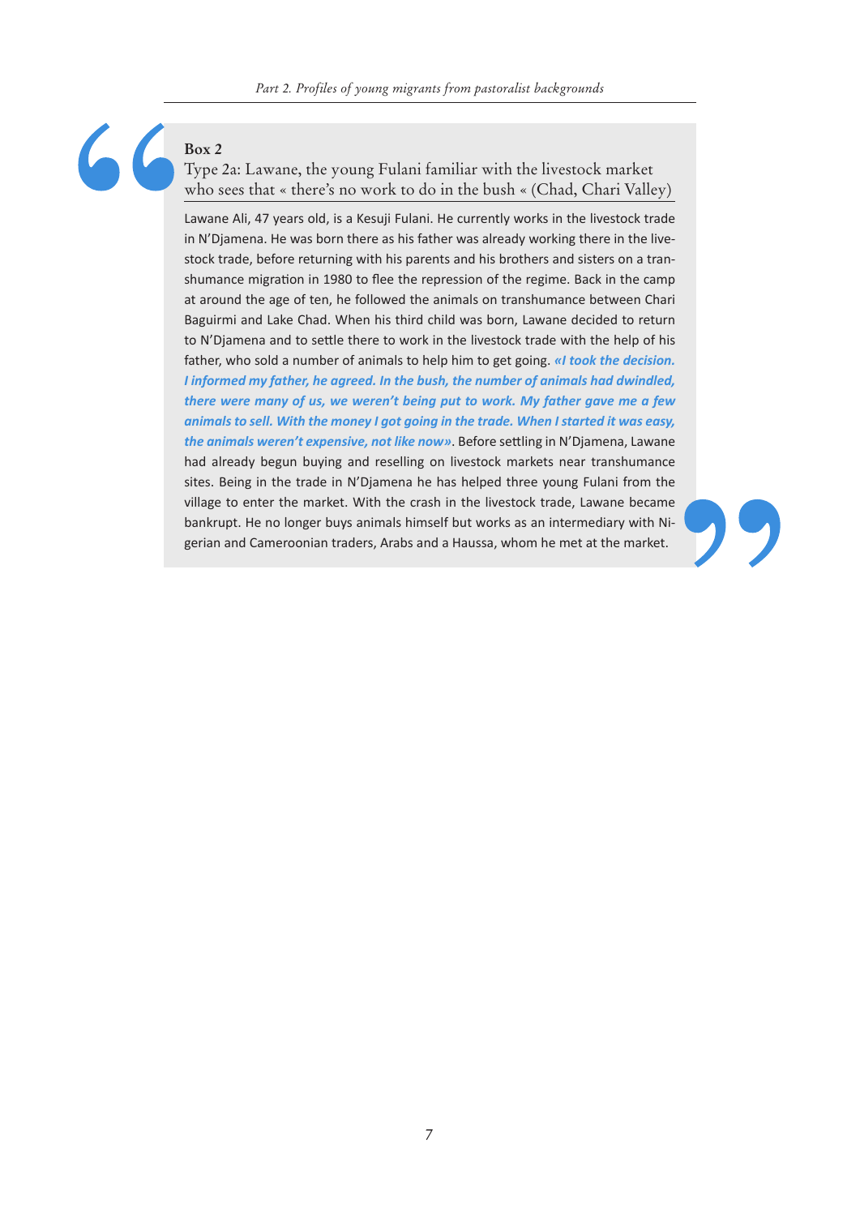**Box 2**

Type 2a: Lawane, the young Fulani familiar with the livestock market who sees that « there's no work to do in the bush « (Chad, Chari Valley)

Lawane Ali, 47 years old, is a Kesuji Fulani. He currently works in the livestock trade in N'Djamena. He was born there as his father was already working there in the livestock trade, before returning with his parents and his brothers and sisters on a transhumance migration in 1980 to flee the repression of the regime. Back in the camp at around the age of ten, he followed the animals on transhumance between Chari Baguirmi and Lake Chad. When his third child was born, Lawane decided to return to N'Djamena and to settle there to work in the livestock trade with the help of his father, who sold a number of animals to help him to get going. ***«I took the decision. I informed my father, he agreed. In the bush, the number of animals had dwindled, there were many of us, we weren't being put to work. My father gave me a few animals to sell. With the money I got going in the trade. When I started it was easy, the animals weren't expensive, not like now»***. Before settling in N'Djamena, Lawane had already begun buying and reselling on livestock markets near transhumance sites. Being in the trade in N'Djamena he has helped three young Fulani from the village to enter the market. With the crash in the livestock trade, Lawane became bankrupt. He no longer buys animals himself but works as an intermediary with Nigerian and Cameroonian traders, Arabs and a Haussa, whom he met at the market.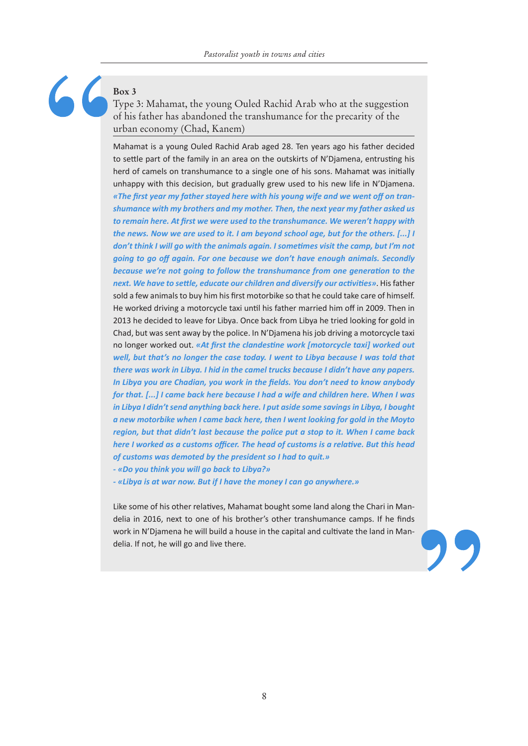**Box 3**

Type 3: Mahamat, the young Ouled Rachid Arab who at the suggestion of his father has abandoned the transhumance for the precarity of the urban economy (Chad, Kanem)

Mahamat is a young Ouled Rachid Arab aged 28. Ten years ago his father decided to settle part of the family in an area on the outskirts of N'Djamena, entrusting his herd of camels on transhumance to a single one of his sons. Mahamat was initially unhappy with this decision, but gradually grew used to his new life in N'Djamena. ***«The first year my father stayed here with his young wife and we went off on transhumance with my brothers and my mother. Then, the next year my father asked us to remain here. At first we were used to the transhumance. We weren't happy with the news. Now we are used to it. I am beyond school age, but for the others. [...] I don't think I will go with the animals again. I sometimes visit the camp, but I'm not going to go off again. For one because we don't have enough animals. Secondly because we're not going to follow the transhumance from one generation to the next. We have to settle, educate our children and diversify our activities»***. His father sold a few animals to buy him his first motorbike so that he could take care of himself. He worked driving a motorcycle taxi until his father married him off in 2009. Then in 2013 he decided to leave for Libya. Once back from Libya he tried looking for gold in Chad, but was sent away by the police. In N'Djamena his job driving a motorcycle taxi no longer worked out. ***«At first the clandestine work [motorcycle taxi] worked out well, but that's no longer the case today. I went to Libya because I was told that there was work in Libya. I hid in the camel trucks because I didn't have any papers. In Libya you are Chadian, you work in the fields. You don't need to know anybody for that. [...] I came back here because I had a wife and children here. When I was in Libya I didn't send anything back here. I put aside some savings in Libya, I bought a new motorbike when I came back here, then I went looking for gold in the Moyto region, but that didn't last because the police put a stop to it. When I came back here I worked as a customs officer. The head of customs is a relative. But this head of customs was demoted by the president so I had to quit.»***

***- «Do you think you will go back to Libya?»***

***- «Libya is at war now. But if I have the money I can go anywhere.»***

Like some of his other relatives, Mahamat bought some land along the Chari in Mandelia in 2016, next to one of his brother's other transhumance camps. If he finds work in N'Djamena he will build a house in the capital and cultivate the land in Mandelia. If not, he will go and live there.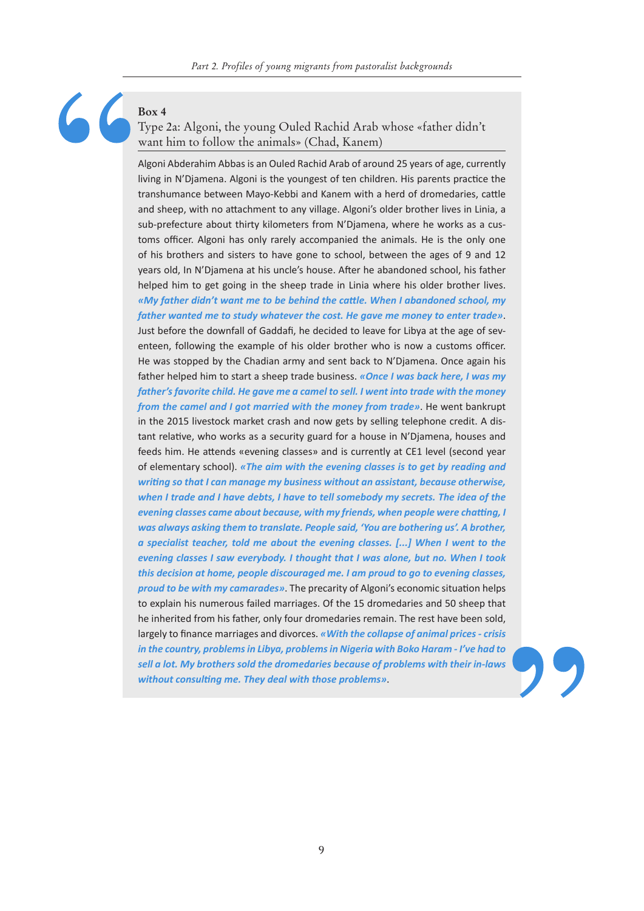**Box 4**

Type 2a: Algoni, the young Ouled Rachid Arab whose «father didn't want him to follow the animals» (Chad, Kanem)

Algoni Abderahim Abbas is an Ouled Rachid Arab of around 25 years of age, currently living in N'Djamena. Algoni is the youngest of ten children. His parents practice the transhumance between Mayo-Kebbi and Kanem with a herd of dromedaries, cattle and sheep, with no attachment to any village. Algoni's older brother lives in Linia, a sub-prefecture about thirty kilometers from N'Djamena, where he works as a customs officer. Algoni has only rarely accompanied the animals. He is the only one of his brothers and sisters to have gone to school, between the ages of 9 and 12 years old, In N'Djamena at his uncle's house. After he abandoned school, his father helped him to get going in the sheep trade in Linia where his older brother lives. ***«My father didn't want me to be behind the cattle. When I abandoned school, my father wanted me to study whatever the cost. He gave me money to enter trade»***. Just before the downfall of Gaddafi, he decided to leave for Libya at the age of seventeen, following the example of his older brother who is now a customs officer. He was stopped by the Chadian army and sent back to N'Djamena. Once again his father helped him to start a sheep trade business. ***«Once I was back here, I was my father's favorite child. He gave me a camel to sell. I went into trade with the money from the camel and I got married with the money from trade»***. He went bankrupt in the 2015 livestock market crash and now gets by selling telephone credit. A distant relative, who works as a security guard for a house in N'Djamena, houses and feeds him. He attends «evening classes» and is currently at CE1 level (second year of elementary school). ***«The aim with the evening classes is to get by reading and writing so that I can manage my business without an assistant, because otherwise, when I trade and I have debts, I have to tell somebody my secrets. The idea of the evening classes came about because, with my friends, when people were chatting, I was always asking them to translate. People said, 'You are bothering us'. A brother, a specialist teacher, told me about the evening classes. [...] When I went to the evening classes I saw everybody. I thought that I was alone, but no. When I took this decision at home, people discouraged me. I am proud to go to evening classes, proud to be with my camarades»***. The precarity of Algoni's economic situation helps to explain his numerous failed marriages. Of the 15 dromedaries and 50 sheep that he inherited from his father, only four dromedaries remain. The rest have been sold, largely to finance marriages and divorces. ***«With the collapse of animal prices - crisis in the country, problems in Libya, problems in Nigeria with Boko Haram - I've had to sell a lot. My brothers sold the dromedaries because of problems with their in-laws without consulting me. They deal with those problems»***.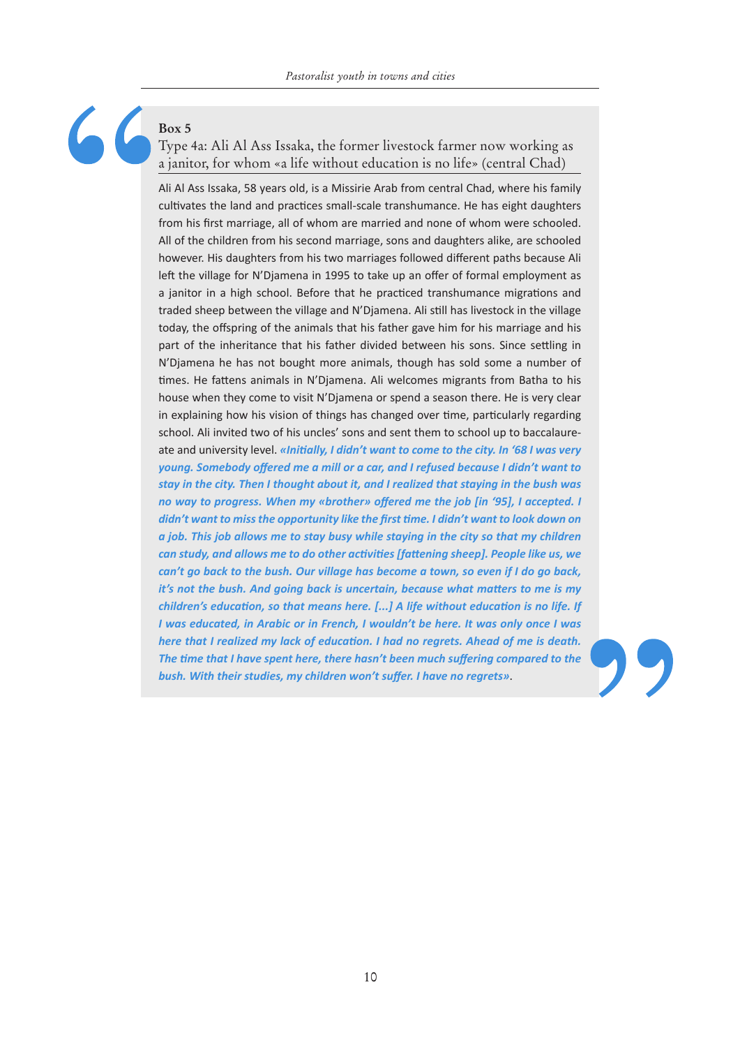**Box 5**

Type 4a: Ali Al Ass Issaka, the former livestock farmer now working as a janitor, for whom «a life without education is no life» (central Chad)

Ali Al Ass Issaka, 58 years old, is a Missirie Arab from central Chad, where his family cultivates the land and practices small-scale transhumance. He has eight daughters from his first marriage, all of whom are married and none of whom were schooled. All of the children from his second marriage, sons and daughters alike, are schooled however. His daughters from his two marriages followed different paths because Ali left the village for N'Djamena in 1995 to take up an offer of formal employment as a janitor in a high school. Before that he practiced transhumance migrations and traded sheep between the village and N'Djamena. Ali still has livestock in the village today, the offspring of the animals that his father gave him for his marriage and his part of the inheritance that his father divided between his sons. Since settling in N'Djamena he has not bought more animals, though has sold some a number of times. He fattens animals in N'Djamena. Ali welcomes migrants from Batha to his house when they come to visit N'Djamena or spend a season there. He is very clear in explaining how his vision of things has changed over time, particularly regarding school. Ali invited two of his uncles' sons and sent them to school up to baccalaureate and university level. ***«Initially, I didn't want to come to the city. In '68 I was very young. Somebody offered me a mill or a car, and I refused because I didn't want to stay in the city. Then I thought about it, and I realized that staying in the bush was no way to progress. When my «brother» offered me the job [in '95], I accepted. I didn't want to miss the opportunity like the first time. I didn't want to look down on a job. This job allows me to stay busy while staying in the city so that my children can study, and allows me to do other activities [fattening sheep]. People like us, we can't go back to the bush. Our village has become a town, so even if I do go back, it's not the bush. And going back is uncertain, because what matters to me is my children's education, so that means here. [...] A life without education is no life. If I was educated, in Arabic or in French, I wouldn't be here. It was only once I was here that I realized my lack of education. I had no regrets. Ahead of me is death. The time that I have spent here, there hasn't been much suffering compared to the bush. With their studies, my children won't suffer. I have no regrets»***.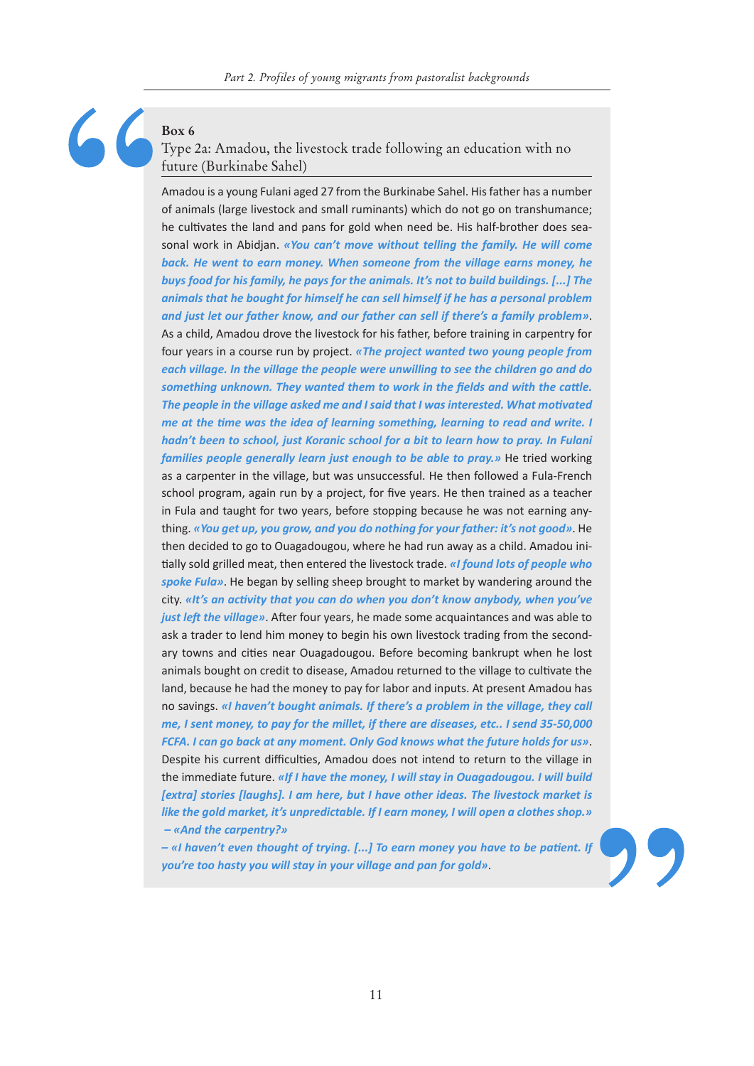**Box 6**

Type 2a: Amadou, the livestock trade following an education with no future (Burkinabe Sahel)

Amadou is a young Fulani aged 27 from the Burkinabe Sahel. His father has a number of animals (large livestock and small ruminants) which do not go on transhumance; he cultivates the land and pans for gold when need be. His half-brother does seasonal work in Abidjan. ***«You can't move without telling the family. He will come back. He went to earn money. When someone from the village earns money, he buys food for his family, he pays for the animals. It's not to build buildings. [...] The animals that he bought for himself he can sell himself if he has a personal problem and just let our father know, and our father can sell if there's a family problem»***. As a child, Amadou drove the livestock for his father, before training in carpentry for four years in a course run by project. ***«The project wanted two young people from each village. In the village the people were unwilling to see the children go and do something unknown. They wanted them to work in the fields and with the cattle. The people in the village asked me and I said that I was interested. What motivated me at the time was the idea of learning something, learning to read and write. I hadn't been to school, just Koranic school for a bit to learn how to pray. In Fulani families people generally learn just enough to be able to pray.»*** He tried working as a carpenter in the village, but was unsuccessful. He then followed a Fula-French school program, again run by a project, for five years. He then trained as a teacher in Fula and taught for two years, before stopping because he was not earning anything. ***«You get up, you grow, and you do nothing for your father: it's not good»***. He then decided to go to Ouagadougou, where he had run away as a child. Amadou initially sold grilled meat, then entered the livestock trade. ***«I found lots of people who spoke Fula»***. He began by selling sheep brought to market by wandering around the city. ***«It's an activity that you can do when you don't know anybody, when you've just left the village»***. After four years, he made some acquaintances and was able to ask a trader to lend him money to begin his own livestock trading from the secondary towns and cities near Ouagadougou. Before becoming bankrupt when he lost animals bought on credit to disease, Amadou returned to the village to cultivate the land, because he had the money to pay for labor and inputs. At present Amadou has no savings. ***«I haven't bought animals. If there's a problem in the village, they call me, I sent money, to pay for the millet, if there are diseases, etc.. I send 35-50,000 FCFA. I can go back at any moment. Only God knows what the future holds for us»***. Despite his current difficulties, Amadou does not intend to return to the village in the immediate future. ***«If I have the money, I will stay in Ouagadougou. I will build [extra] stories [laughs]. I am here, but I have other ideas. The livestock market is like the gold market, it's unpredictable. If I earn money, I will open a clothes shop.»***

***– «And the carpentry?»***

***– «I haven't even thought of trying. [...] To earn money you have to be patient. If you're too hasty you will stay in your village and pan for gold»***.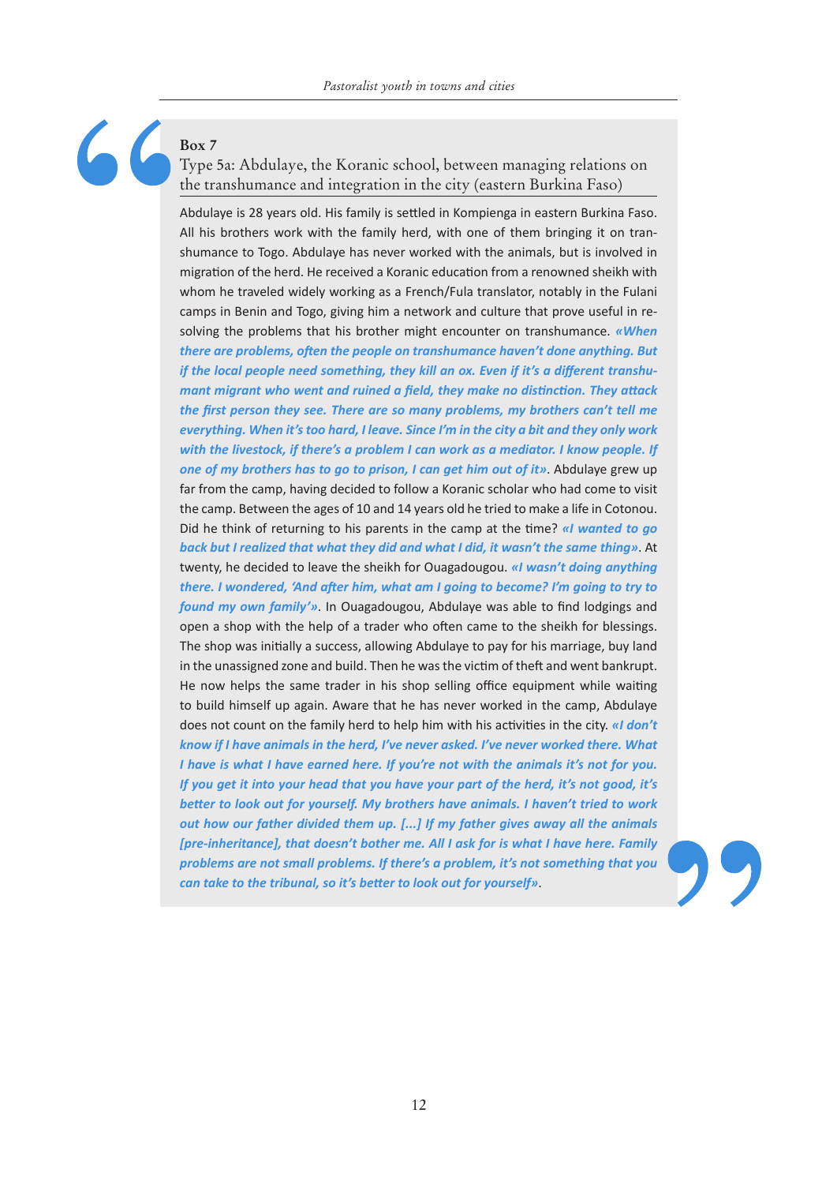**Box 7**

Type 5a: Abdulaye, the Koranic school, between managing relations on the transhumance and integration in the city (eastern Burkina Faso)

Abdulaye is 28 years old. His family is settled in Kompienga in eastern Burkina Faso. All his brothers work with the family herd, with one of them bringing it on transhumance to Togo. Abdulaye has never worked with the animals, but is involved in migration of the herd. He received a Koranic education from a renowned sheikh with whom he traveled widely working as a French/Fula translator, notably in the Fulani camps in Benin and Togo, giving him a network and culture that prove useful in resolving the problems that his brother might encounter on transhumance. ***«When there are problems, often the people on transhumance haven't done anything. But if the local people need something, they kill an ox. Even if it's a different transhumant migrant who went and ruined a field, they make no distinction. They attack the first person they see. There are so many problems, my brothers can't tell me everything. When it's too hard, I leave. Since I'm in the city a bit and they only work with the livestock, if there's a problem I can work as a mediator. I know people. If one of my brothers has to go to prison, I can get him out of it»***. Abdulaye grew up far from the camp, having decided to follow a Koranic scholar who had come to visit the camp. Between the ages of 10 and 14 years old he tried to make a life in Cotonou. Did he think of returning to his parents in the camp at the time? ***«I wanted to go back but I realized that what they did and what I did, it wasn't the same thing»***. At twenty, he decided to leave the sheikh for Ouagadougou. ***«I wasn't doing anything there. I wondered, 'And after him, what am I going to become? I'm going to try to found my own family'»***. In Ouagadougou, Abdulaye was able to find lodgings and open a shop with the help of a trader who often came to the sheikh for blessings. The shop was initially a success, allowing Abdulaye to pay for his marriage, buy land in the unassigned zone and build. Then he was the victim of theft and went bankrupt. He now helps the same trader in his shop selling office equipment while waiting to build himself up again. Aware that he has never worked in the camp, Abdulaye does not count on the family herd to help him with his activities in the city. ***«I don't know if I have animals in the herd, I've never asked. I've never worked there. What I have is what I have earned here. If you're not with the animals it's not for you. If you get it into your head that you have your part of the herd, it's not good, it's better to look out for yourself. My brothers have animals. I haven't tried to work out how our father divided them up. [...] If my father gives away all the animals [pre-inheritance], that doesn't bother me. All I ask for is what I have here. Family problems are not small problems. If there's a problem, it's not something that you can take to the tribunal, so it's better to look out for yourself»***.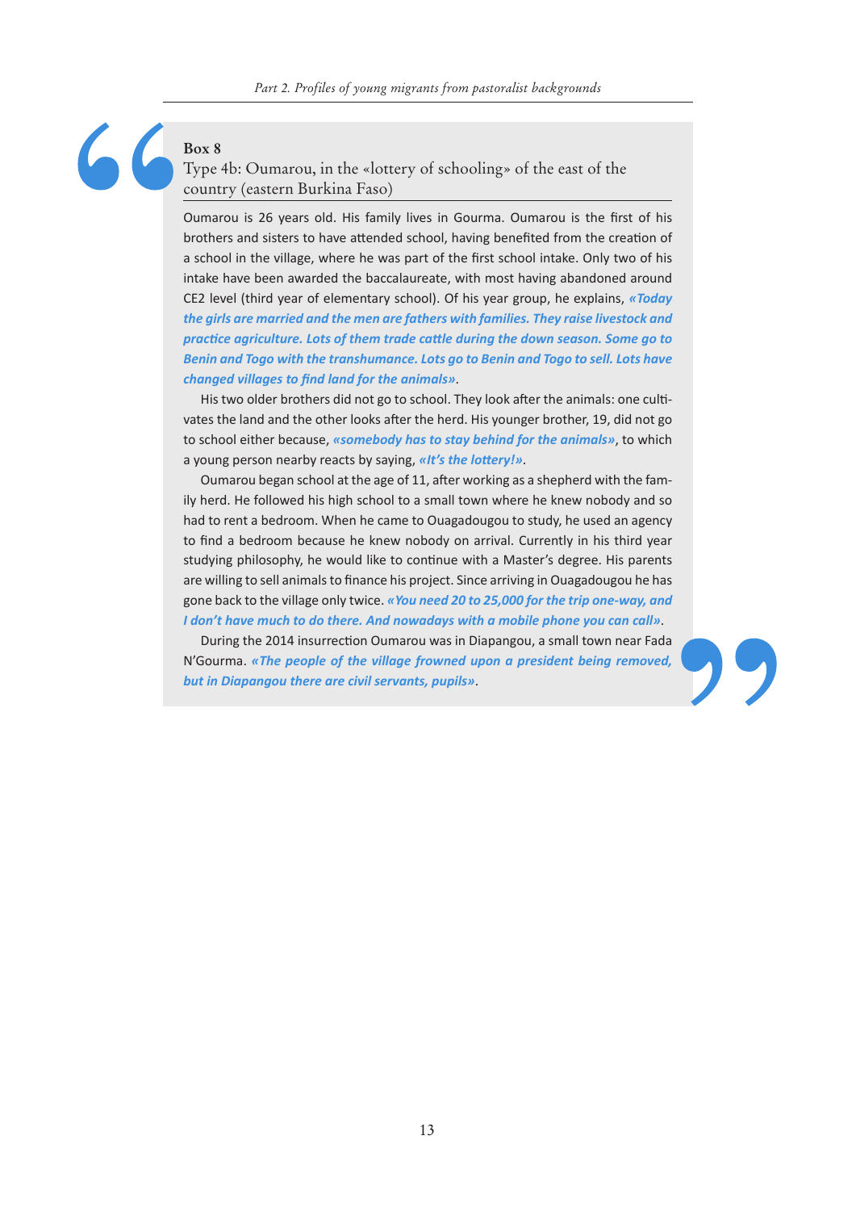**Box 8**

Type 4b: Oumarou, in the «lottery of schooling» of the east of the country (eastern Burkina Faso)

Oumarou is 26 years old. His family lives in Gourma. Oumarou is the first of his brothers and sisters to have attended school, having benefited from the creation of a school in the village, where he was part of the first school intake. Only two of his intake have been awarded the baccalaureate, with most having abandoned around CE2 level (third year of elementary school). Of his year group, he explains, ***«Today the girls are married and the men are fathers with families. They raise livestock and practice agriculture. Lots of them trade cattle during the down season. Some go to Benin and Togo with the transhumance. Lots go to Benin and Togo to sell. Lots have changed villages to find land for the animals»***.

His two older brothers did not go to school. They look after the animals: one cultivates the land and the other looks after the herd. His younger brother, 19, did not go to school either because, ***«somebody has to stay behind for the animals»***, to which a young person nearby reacts by saying, ***«It's the lottery!»***.

Oumarou began school at the age of 11, after working as a shepherd with the family herd. He followed his high school to a small town where he knew nobody and so had to rent a bedroom. When he came to Ouagadougou to study, he used an agency to find a bedroom because he knew nobody on arrival. Currently in his third year studying philosophy, he would like to continue with a Master's degree. His parents are willing to sell animals to finance his project. Since arriving in Ouagadougou he has gone back to the village only twice. ***«You need 20 to 25,000 for the trip one-way, and I don't have much to do there. And nowadays with a mobile phone you can call»***.

During the 2014 insurrection Oumarou was in Diapangou, a small town near Fada N'Gourma. ***«The people of the village frowned upon a president being removed, but in Diapangou there are civil servants, pupils»***.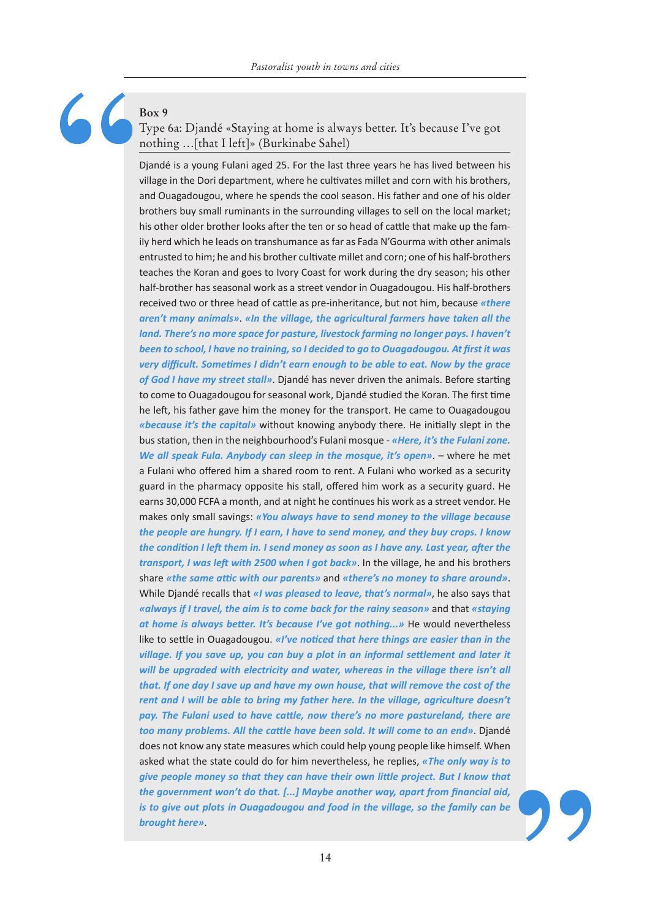**Box 9**

Type 6a: Djandé «Staying at home is always better. It's because I've got nothing ...[that I left]» (Burkinabe Sahel)

Djandé is a young Fulani aged 25. For the last three years he has lived between his village in the Dori department, where he cultivates millet and corn with his brothers, and Ouagadougou, where he spends the cool season. His father and one of his older brothers buy small ruminants in the surrounding villages to sell on the local market; his other older brother looks after the ten or so head of cattle that make up the family herd which he leads on transhumance as far as Fada N'Gourma with other animals entrusted to him; he and his brother cultivate millet and corn; one of his half-brothers teaches the Koran and goes to Ivory Coast for work during the dry season; his other half-brother has seasonal work as a street vendor in Ouagadougou. His half-brothers received two or three head of cattle as pre-inheritance, but not him, because ***«there aren't many animals»***. ***«In the village, the agricultural farmers have taken all the land. There's no more space for pasture, livestock farming no longer pays. I haven't been to school, I have no training, so I decided to go to Ouagadougou. At first it was very difficult. Sometimes I didn't earn enough to be able to eat. Now by the grace of God I have my street stall»***. Djandé has never driven the animals. Before starting to come to Ouagadougou for seasonal work, Djandé studied the Koran. The first time he left, his father gave him the money for the transport. He came to Ouagadougou ***«because it's the capital»*** without knowing anybody there. He initially slept in the bus station, then in the neighbourhood's Fulani mosque - ***«Here, it's the Fulani zone. We all speak Fula. Anybody can sleep in the mosque, it's open»***. – where he met a Fulani who offered him a shared room to rent. A Fulani who worked as a security guard in the pharmacy opposite his stall, offered him work as a security guard. He earns 30,000 FCFA a month, and at night he continues his work as a street vendor. He makes only small savings: ***«You always have to send money to the village because the people are hungry. If I earn, I have to send money, and they buy crops. I know the condition I left them in. I send money as soon as I have any. Last year, after the transport, I was left with 2500 when I got back»***. In the village, he and his brothers share ***«the same attic with our parents»*** and ***«there's no money to share around»***. While Djandé recalls that ***«I was pleased to leave, that's normal»***, he also says that ***«always if I travel, the aim is to come back for the rainy season»*** and that ***«staying at home is always better. It's because I've got nothing...»*** He would nevertheless like to settle in Ouagadougou. ***«I've noticed that here things are easier than in the village. If you save up, you can buy a plot in an informal settlement and later it will be upgraded with electricity and water, whereas in the village there isn't all that. If one day I save up and have my own house, that will remove the cost of the rent and I will be able to bring my father here. In the village, agriculture doesn't pay. The Fulani used to have cattle, now there's no more pastureland, there are too many problems. All the cattle have been sold. It will come to an end»***. Djandé does not know any state measures which could help young people like himself. When asked what the state could do for him nevertheless, he replies, ***«The only way is to give people money so that they can have their own little project. But I know that the government won't do that. [...] Maybe another way, apart from financial aid, is to give out plots in Ouagadougou and food in the village, so the family can be brought here»***.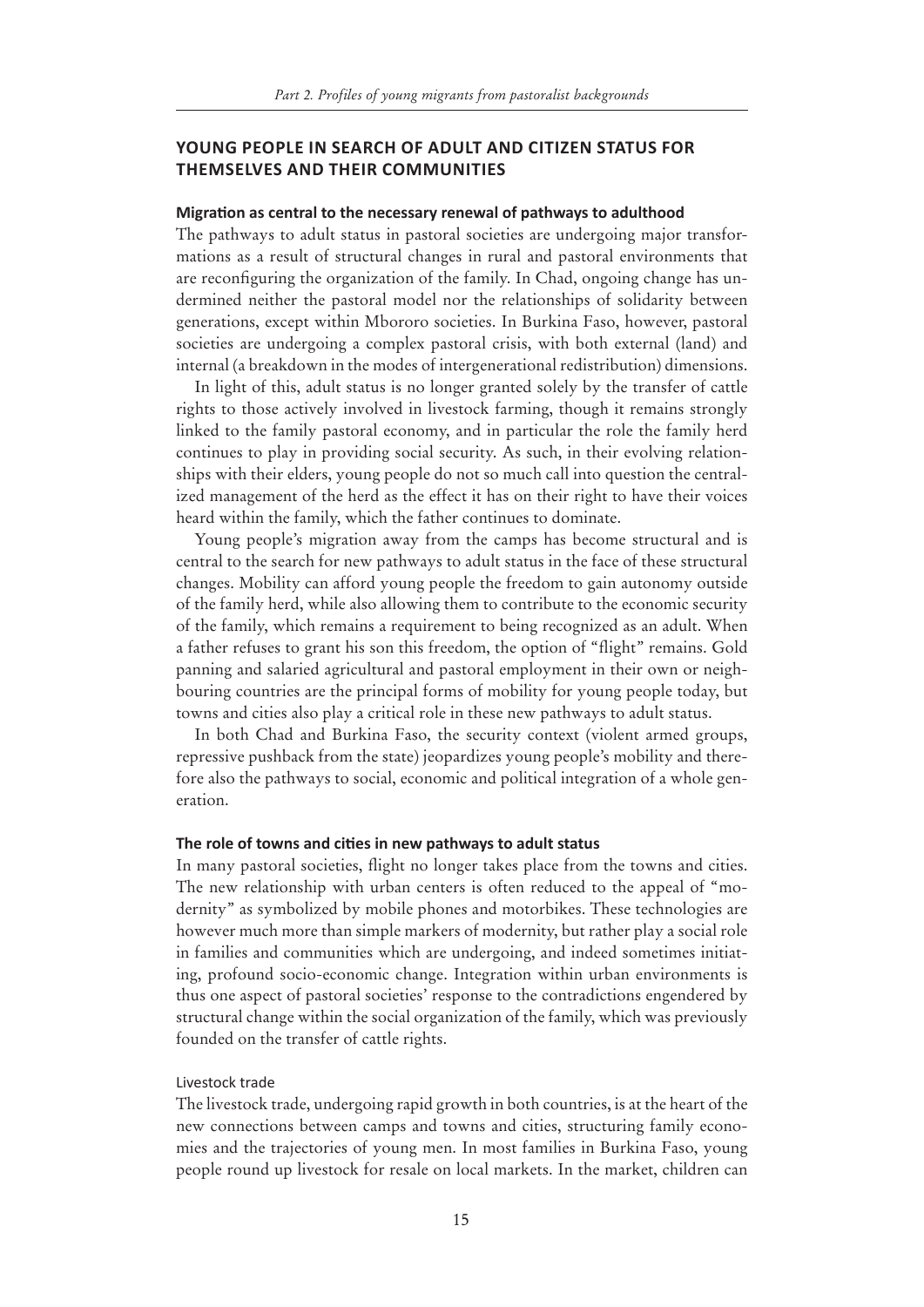## YOUNG PEOPLE IN SEARCH OF ADULT AND CITIZEN STATUS FOR THEMSELVES AND THEIR COMMUNITIES

### Migration as central to the necessary renewal of pathways to adulthood

The pathways to adult status in pastoral societies are undergoing major transformations as a result of structural changes in rural and pastoral environments that are reconfiguring the organization of the family. In Chad, ongoing change has undermined neither the pastoral model nor the relationships of solidarity between generations, except within Mbororo societies. In Burkina Faso, however, pastoral societies are undergoing a complex pastoral crisis, with both external (land) and internal (a breakdown in the modes of intergenerational redistribution) dimensions.

In light of this, adult status is no longer granted solely by the transfer of cattle rights to those actively involved in livestock farming, though it remains strongly linked to the family pastoral economy, and in particular the role the family herd continues to play in providing social security. As such, in their evolving relationships with their elders, young people do not so much call into question the centralized management of the herd as the effect it has on their right to have their voices heard within the family, which the father continues to dominate.

Young people's migration away from the camps has become structural and is central to the search for new pathways to adult status in the face of these structural changes. Mobility can afford young people the freedom to gain autonomy outside of the family herd, while also allowing them to contribute to the economic security of the family, which remains a requirement to being recognized as an adult. When a father refuses to grant his son this freedom, the option of "flight" remains. Gold panning and salaried agricultural and pastoral employment in their own or neighbouring countries are the principal forms of mobility for young people today, but towns and cities also play a critical role in these new pathways to adult status.

In both Chad and Burkina Faso, the security context (violent armed groups, repressive pushback from the state) jeopardizes young people's mobility and therefore also the pathways to social, economic and political integration of a whole generation.

### The role of towns and cities in new pathways to adult status

In many pastoral societies, flight no longer takes place from the towns and cities. The new relationship with urban centers is often reduced to the appeal of "modernity" as symbolized by mobile phones and motorbikes. These technologies are however much more than simple markers of modernity, but rather play a social role in families and communities which are undergoing, and indeed sometimes initiating, profound socio-economic change. Integration within urban environments is thus one aspect of pastoral societies' response to the contradictions engendered by structural change within the social organization of the family, which was previously founded on the transfer of cattle rights.

#### Livestock trade

The livestock trade, undergoing rapid growth in both countries, is at the heart of the new connections between camps and towns and cities, structuring family economies and the trajectories of young men. In most families in Burkina Faso, young people round up livestock for resale on local markets. In the market, children can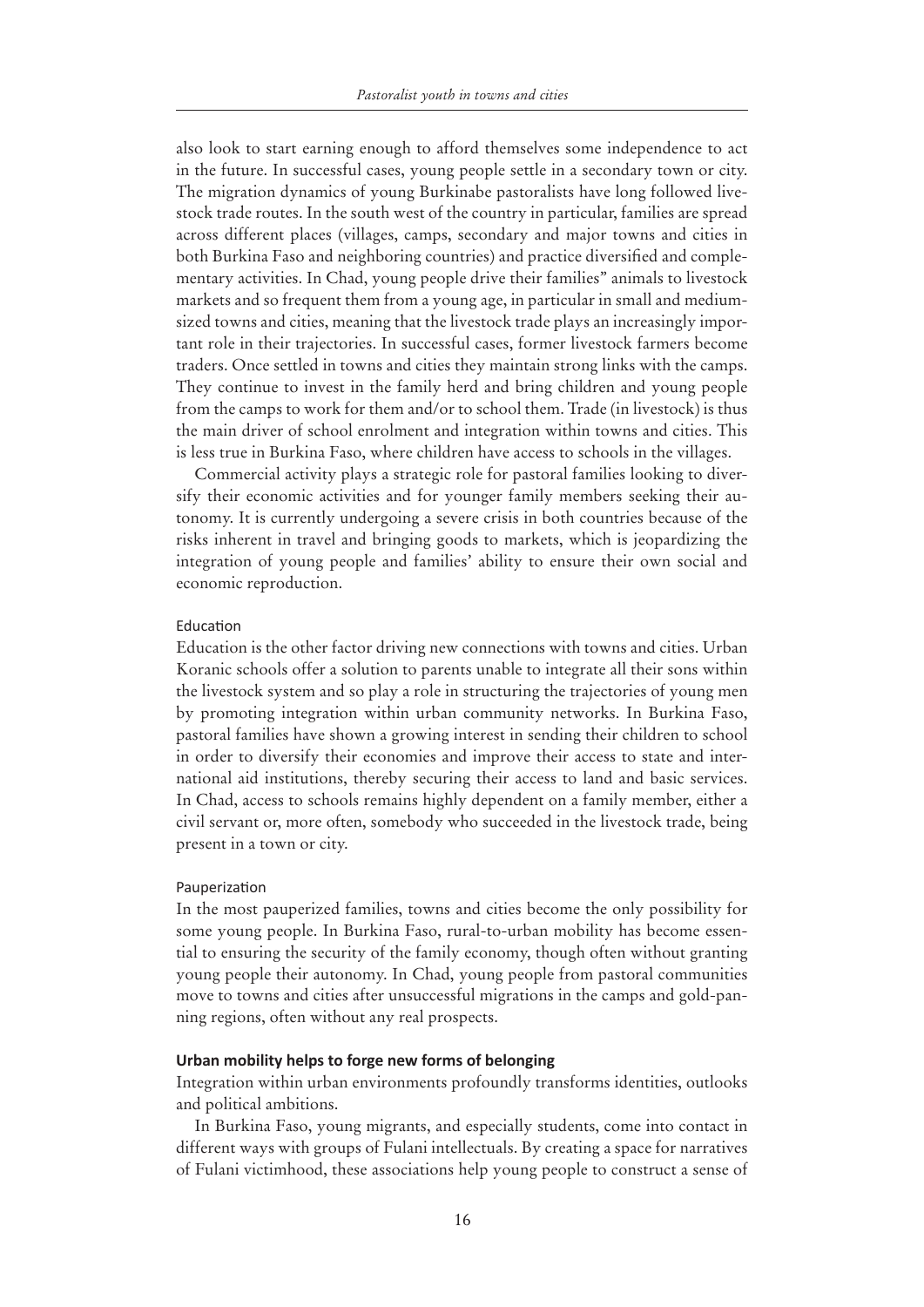also look to start earning enough to afford themselves some independence to act in the future. In successful cases, young people settle in a secondary town or city. The migration dynamics of young Burkinabe pastoralists have long followed livestock trade routes. In the south west of the country in particular, families are spread across different places (villages, camps, secondary and major towns and cities in both Burkina Faso and neighboring countries) and practice diversified and complementary activities. In Chad, young people drive their families" animals to livestock markets and so frequent them from a young age, in particular in small and medium-sized towns and cities, meaning that the livestock trade plays an increasingly important role in their trajectories. In successful cases, former livestock farmers become traders. Once settled in towns and cities they maintain strong links with the camps. They continue to invest in the family herd and bring children and young people from the camps to work for them and/or to school them. Trade (in livestock) is thus the main driver of school enrolment and integration within towns and cities. This is less true in Burkina Faso, where children have access to schools in the villages.

Commercial activity plays a strategic role for pastoral families looking to diversify their economic activities and for younger family members seeking their autonomy. It is currently undergoing a severe crisis in both countries because of the risks inherent in travel and bringing goods to markets, which is jeopardizing the integration of young people and families' ability to ensure their own social and economic reproduction.

#### Education

Education is the other factor driving new connections with towns and cities. Urban Koranic schools offer a solution to parents unable to integrate all their sons within the livestock system and so play a role in structuring the trajectories of young men by promoting integration within urban community networks. In Burkina Faso, pastoral families have shown a growing interest in sending their children to school in order to diversify their economies and improve their access to state and international aid institutions, thereby securing their access to land and basic services. In Chad, access to schools remains highly dependent on a family member, either a civil servant or, more often, somebody who succeeded in the livestock trade, being present in a town or city.

#### Pauperization

In the most pauperized families, towns and cities become the only possibility for some young people. In Burkina Faso, rural-to-urban mobility has become essential to ensuring the security of the family economy, though often without granting young people their autonomy. In Chad, young people from pastoral communities move to towns and cities after unsuccessful migrations in the camps and gold-panning regions, often without any real prospects.

### Urban mobility helps to forge new forms of belonging

Integration within urban environments profoundly transforms identities, outlooks and political ambitions.

In Burkina Faso, young migrants, and especially students, come into contact in different ways with groups of Fulani intellectuals. By creating a space for narratives of Fulani victimhood, these associations help young people to construct a sense of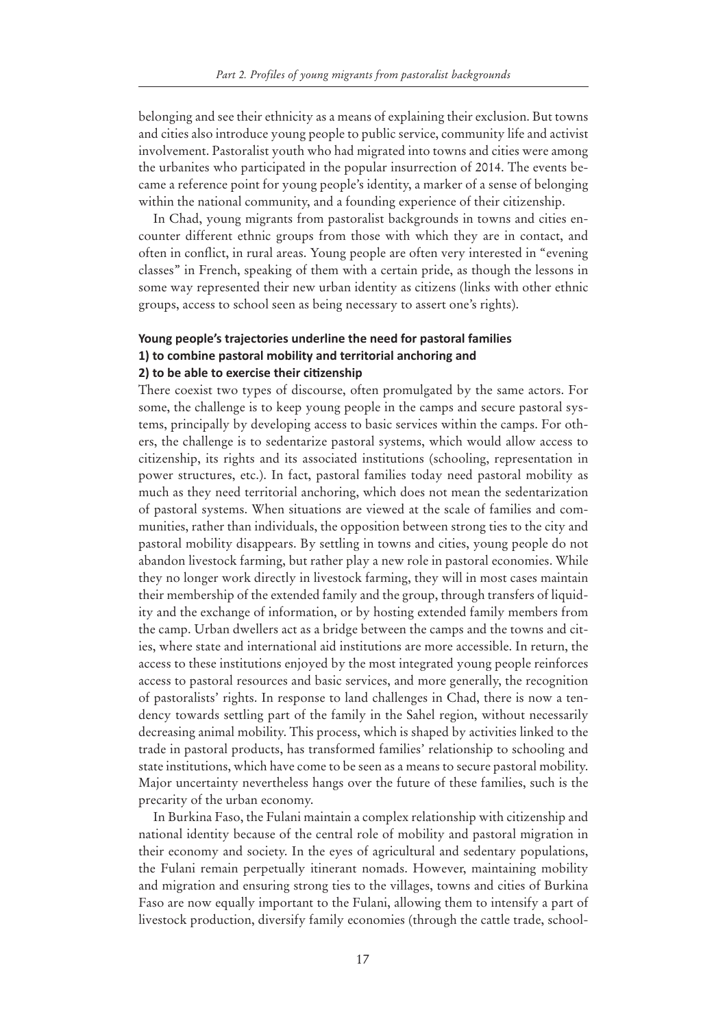belonging and see their ethnicity as a means of explaining their exclusion. But towns and cities also introduce young people to public service, community life and activist involvement. Pastoralist youth who had migrated into towns and cities were among the urbanites who participated in the popular insurrection of 2014. The events became a reference point for young people's identity, a marker of a sense of belonging within the national community, and a founding experience of their citizenship.

In Chad, young migrants from pastoralist backgrounds in towns and cities encounter different ethnic groups from those with which they are in contact, and often in conflict, in rural areas. Young people are often very interested in "evening classes" in French, speaking of them with a certain pride, as though the lessons in some way represented their new urban identity as citizens (links with other ethnic groups, access to school seen as being necessary to assert one's rights).

### Young people's trajectories underline the need for pastoral families 1) to combine pastoral mobility and territorial anchoring and 2) to be able to exercise their citizenship

There coexist two types of discourse, often promulgated by the same actors. For some, the challenge is to keep young people in the camps and secure pastoral systems, principally by developing access to basic services within the camps. For others, the challenge is to sedentarize pastoral systems, which would allow access to citizenship, its rights and its associated institutions (schooling, representation in power structures, etc.). In fact, pastoral families today need pastoral mobility as much as they need territorial anchoring, which does not mean the sedentarization of pastoral systems. When situations are viewed at the scale of families and communities, rather than individuals, the opposition between strong ties to the city and pastoral mobility disappears. By settling in towns and cities, young people do not abandon livestock farming, but rather play a new role in pastoral economies. While they no longer work directly in livestock farming, they will in most cases maintain their membership of the extended family and the group, through transfers of liquidity and the exchange of information, or by hosting extended family members from the camp. Urban dwellers act as a bridge between the camps and the towns and cities, where state and international aid institutions are more accessible. In return, the access to these institutions enjoyed by the most integrated young people reinforces access to pastoral resources and basic services, and more generally, the recognition of pastoralists' rights. In response to land challenges in Chad, there is now a tendency towards settling part of the family in the Sahel region, without necessarily decreasing animal mobility. This process, which is shaped by activities linked to the trade in pastoral products, has transformed families' relationship to schooling and state institutions, which have come to be seen as a means to secure pastoral mobility. Major uncertainty nevertheless hangs over the future of these families, such is the precarity of the urban economy.

In Burkina Faso, the Fulani maintain a complex relationship with citizenship and national identity because of the central role of mobility and pastoral migration in their economy and society. In the eyes of agricultural and sedentary populations, the Fulani remain perpetually itinerant nomads. However, maintaining mobility and migration and ensuring strong ties to the villages, towns and cities of Burkina Faso are now equally important to the Fulani, allowing them to intensify a part of livestock production, diversify family economies (through the cattle trade, school-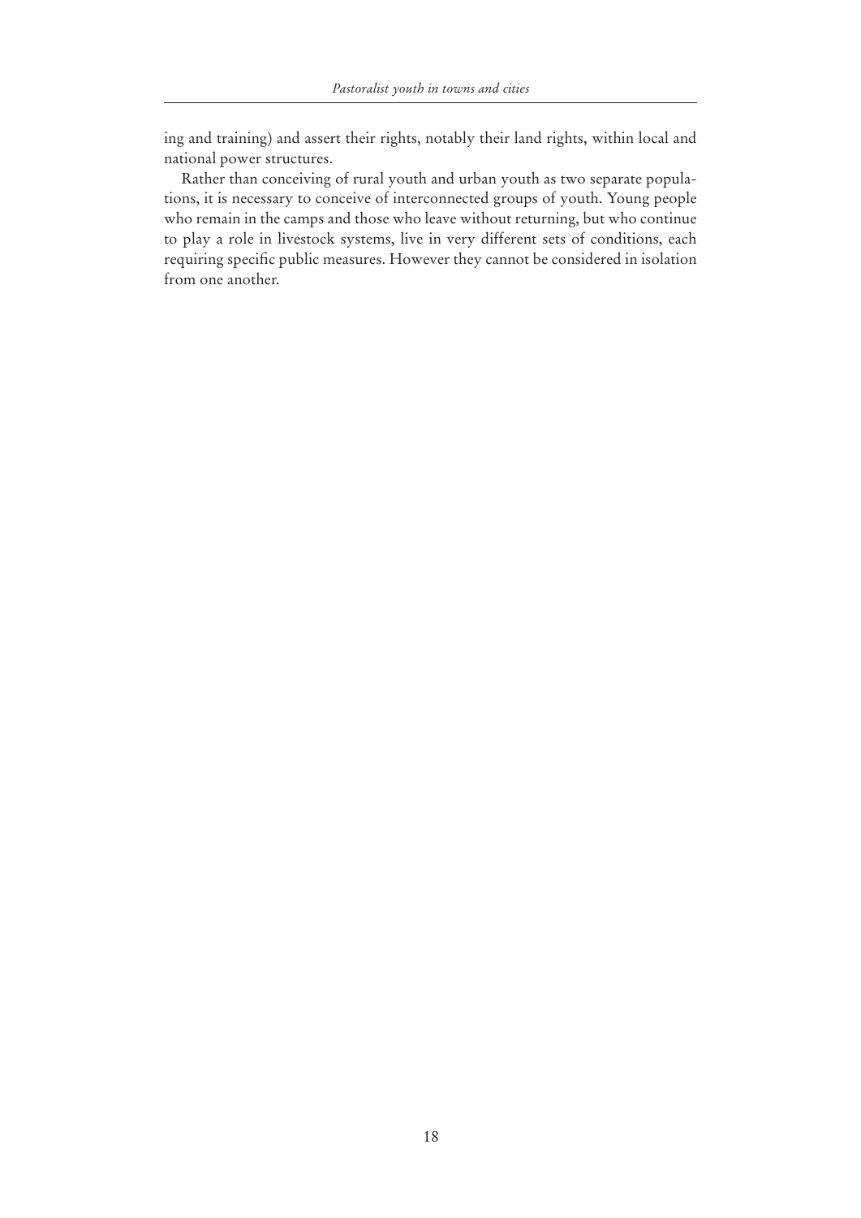ing and training) and assert their rights, notably their land rights, within local and national power structures.

Rather than conceiving of rural youth and urban youth as two separate populations, it is necessary to conceive of interconnected groups of youth. Young people who remain in the camps and those who leave without returning, but who continue to play a role in livestock systems, live in very different sets of conditions, each requiring specific public measures. However they cannot be considered in isolation from one another.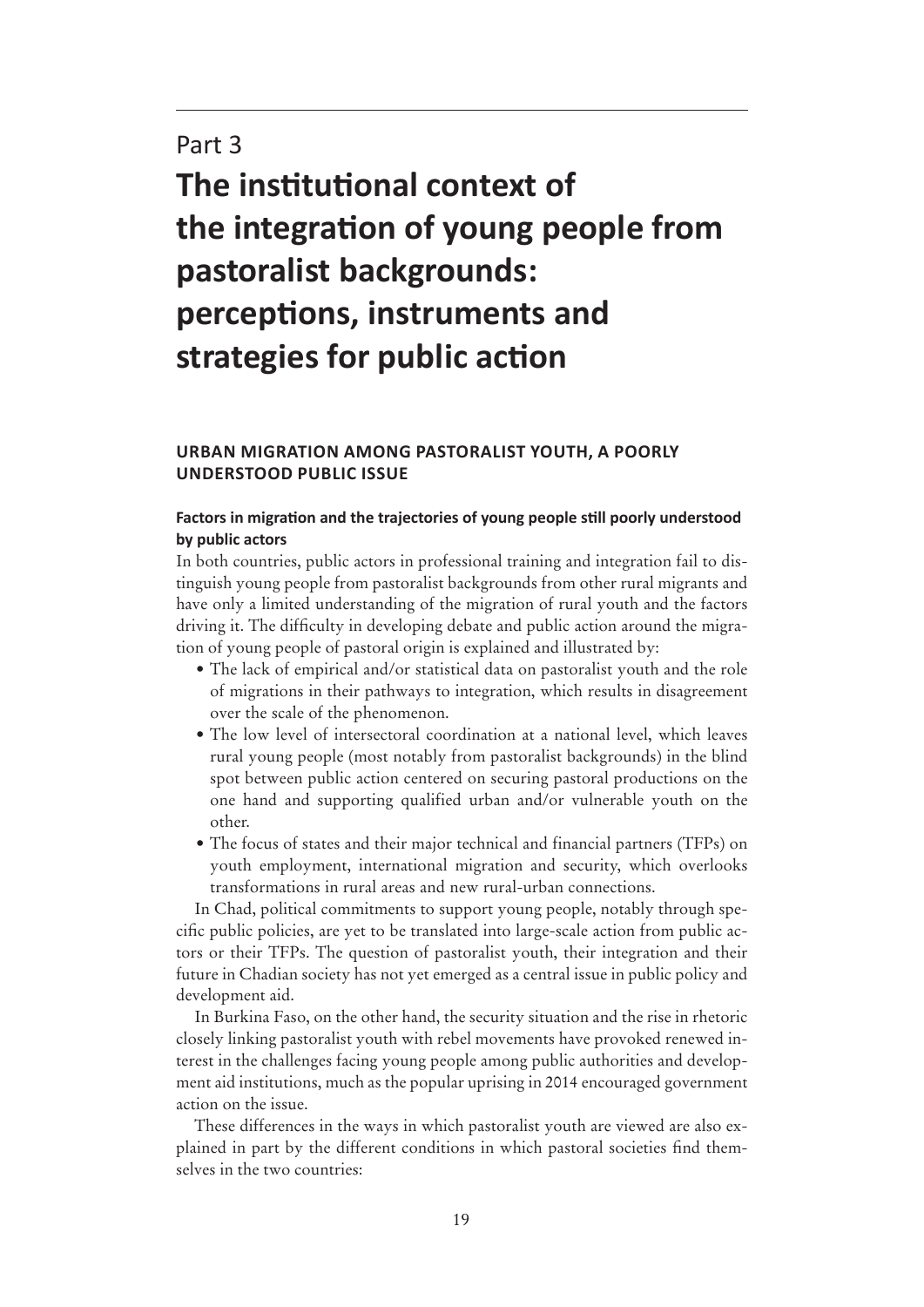# Part 3

# The institutional context of the integration of young people from pastoralist backgrounds: perceptions, instruments and strategies for public action

## URBAN MIGRATION AMONG PASTORALIST YOUTH, A POORLY UNDERSTOOD PUBLIC ISSUE

### Factors in migration and the trajectories of young people still poorly understood by public actors

In both countries, public actors in professional training and integration fail to distinguish young people from pastoralist backgrounds from other rural migrants and have only a limited understanding of the migration of rural youth and the factors driving it. The difficulty in developing debate and public action around the migration of young people of pastoral origin is explained and illustrated by:

- The lack of empirical and/or statistical data on pastoralist youth and the role of migrations in their pathways to integration, which results in disagreement over the scale of the phenomenon.
- The low level of intersectoral coordination at a national level, which leaves rural young people (most notably from pastoralist backgrounds) in the blind spot between public action centered on securing pastoral productions on the one hand and supporting qualified urban and/or vulnerable youth on the other.
- The focus of states and their major technical and financial partners (TFPs) on youth employment, international migration and security, which overlooks transformations in rural areas and new rural-urban connections.

In Chad, political commitments to support young people, notably through specific public policies, are yet to be translated into large-scale action from public actors or their TFPs. The question of pastoralist youth, their integration and their future in Chadian society has not yet emerged as a central issue in public policy and development aid.

In Burkina Faso, on the other hand, the security situation and the rise in rhetoric closely linking pastoralist youth with rebel movements have provoked renewed interest in the challenges facing young people among public authorities and development aid institutions, much as the popular uprising in 2014 encouraged government action on the issue.

These differences in the ways in which pastoralist youth are viewed are also explained in part by the different conditions in which pastoral societies find themselves in the two countries: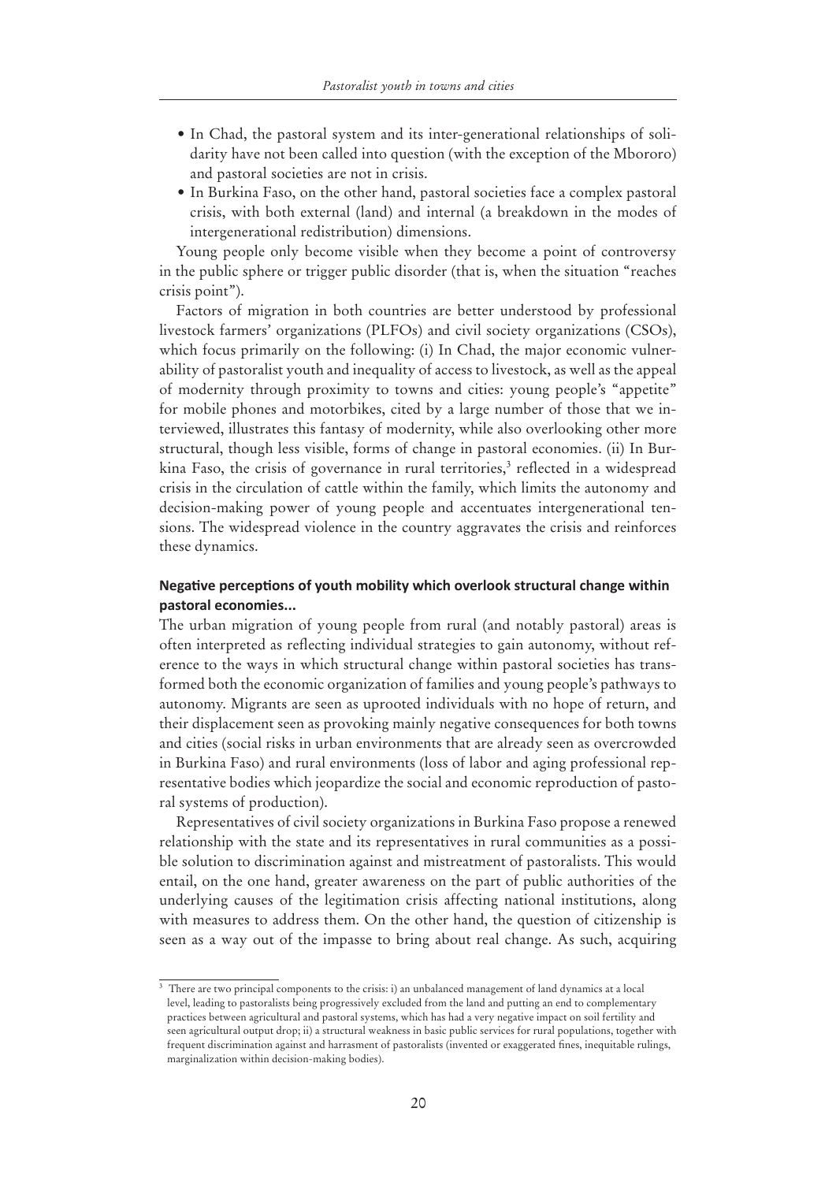- In Chad, the pastoral system and its inter-generational relationships of solidarity have not been called into question (with the exception of the Mbororo) and pastoral societies are not in crisis.
- In Burkina Faso, on the other hand, pastoral societies face a complex pastoral crisis, with both external (land) and internal (a breakdown in the modes of intergenerational redistribution) dimensions.

Young people only become visible when they become a point of controversy in the public sphere or trigger public disorder (that is, when the situation "reaches crisis point").

Factors of migration in both countries are better understood by professional livestock farmers' organizations (PLFOs) and civil society organizations (CSOs), which focus primarily on the following: (i) In Chad, the major economic vulnerability of pastoralist youth and inequality of access to livestock, as well as the appeal of modernity through proximity to towns and cities: young people's "appetite" for mobile phones and motorbikes, cited by a large number of those that we interviewed, illustrates this fantasy of modernity, while also overlooking other more structural, though less visible, forms of change in pastoral economies. (ii) In Burkina Faso, the crisis of governance in rural territories,[3] reflected in a widespread crisis in the circulation of cattle within the family, which limits the autonomy and decision-making power of young people and accentuates intergenerational tensions. The widespread violence in the country aggravates the crisis and reinforces these dynamics.

### Negative perceptions of youth mobility which overlook structural change within pastoral economies...

The urban migration of young people from rural (and notably pastoral) areas is often interpreted as reflecting individual strategies to gain autonomy, without reference to the ways in which structural change within pastoral societies has transformed both the economic organization of families and young people's pathways to autonomy. Migrants are seen as uprooted individuals with no hope of return, and their displacement seen as provoking mainly negative consequences for both towns and cities (social risks in urban environments that are already seen as overcrowded in Burkina Faso) and rural environments (loss of labor and aging professional representative bodies which jeopardize the social and economic reproduction of pastoral systems of production).

Representatives of civil society organizations in Burkina Faso propose a renewed relationship with the state and its representatives in rural communities as a possible solution to discrimination against and mistreatment of pastoralists. This would entail, on the one hand, greater awareness on the part of public authorities of the underlying causes of the legitimation crisis affecting national institutions, along with measures to address them. On the other hand, the question of citizenship is seen as a way out of the impasse to bring about real change. As such, acquiring

[3] There are two principal components to the crisis: i) an unbalanced management of land dynamics at a local level, leading to pastoralists being progressively excluded from the land and putting an end to complementary practices between agricultural and pastoral systems, which has had a very negative impact on soil fertility and seen agricultural output drop; ii) a structural weakness in basic public services for rural populations, together with frequent discrimination against and harrasment of pastoralists (invented or exaggerated fines, inequitable rulings, marginalization within decision-making bodies).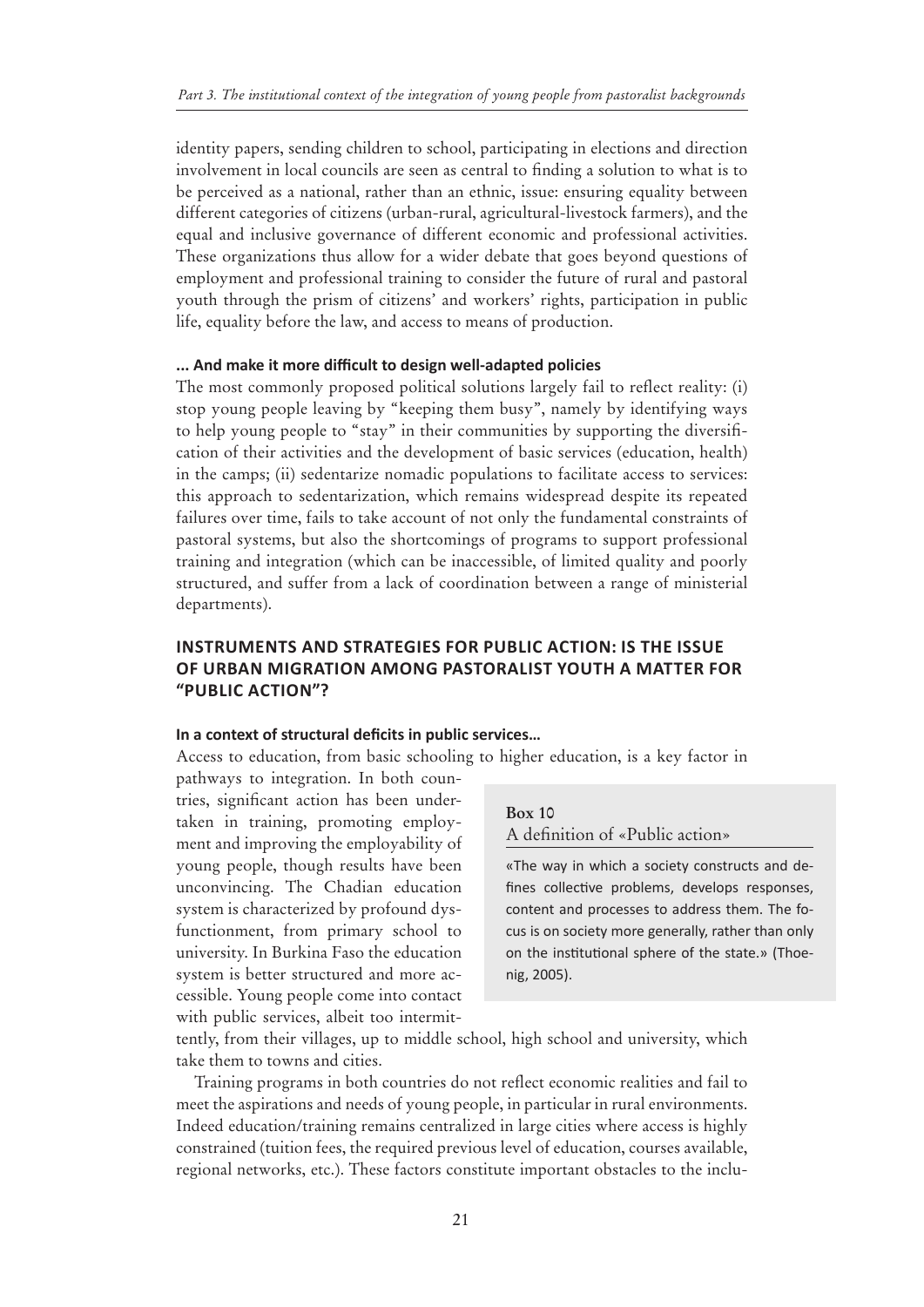identity papers, sending children to school, participating in elections and direction involvement in local councils are seen as central to finding a solution to what is to be perceived as a national, rather than an ethnic, issue: ensuring equality between different categories of citizens (urban-rural, agricultural-livestock farmers), and the equal and inclusive governance of different economic and professional activities. These organizations thus allow for a wider debate that goes beyond questions of employment and professional training to consider the future of rural and pastoral youth through the prism of citizens' and workers' rights, participation in public life, equality before the law, and access to means of production.

#### ... And make it more difficult to design well-adapted policies

The most commonly proposed political solutions largely fail to reflect reality: (i) stop young people leaving by "keeping them busy", namely by identifying ways to help young people to "stay" in their communities by supporting the diversification of their activities and the development of basic services (education, health) in the camps; (ii) sedentarize nomadic populations to facilitate access to services: this approach to sedentarization, which remains widespread despite its repeated failures over time, fails to take account of not only the fundamental constraints of pastoral systems, but also the shortcomings of programs to support professional training and integration (which can be inaccessible, of limited quality and poorly structured, and suffer from a lack of coordination between a range of ministerial departments).

### INSTRUMENTS AND STRATEGIES FOR PUBLIC ACTION: IS THE ISSUE OF URBAN MIGRATION AMONG PASTORALIST YOUTH A MATTER FOR "PUBLIC ACTION"?

#### In a context of structural deficits in public services…

Access to education, from basic schooling to higher education, is a key factor in pathways to integration. In both countries, significant action has been undertaken in training, promoting employment and improving the employability of young people, though results have been unconvincing. The Chadian education system is characterized by profound dysfunctionment, from primary school to university. In Burkina Faso the education system is better structured and more accessible. Young people come into contact with public services, albeit too intermittently, from their villages, up to middle school, high school and university, which take them to towns and cities.

> **Box 10**
> A definition of «Public action»
>
> «The way in which a society constructs and defines collective problems, develops responses, content and processes to address them. The focus is on society more generally, rather than only on the institutional sphere of the state.» (Thoenig, 2005).

Training programs in both countries do not reflect economic realities and fail to meet the aspirations and needs of young people, in particular in rural environments. Indeed education/training remains centralized in large cities where access is highly constrained (tuition fees, the required previous level of education, courses available, regional networks, etc.). These factors constitute important obstacles to the inclu-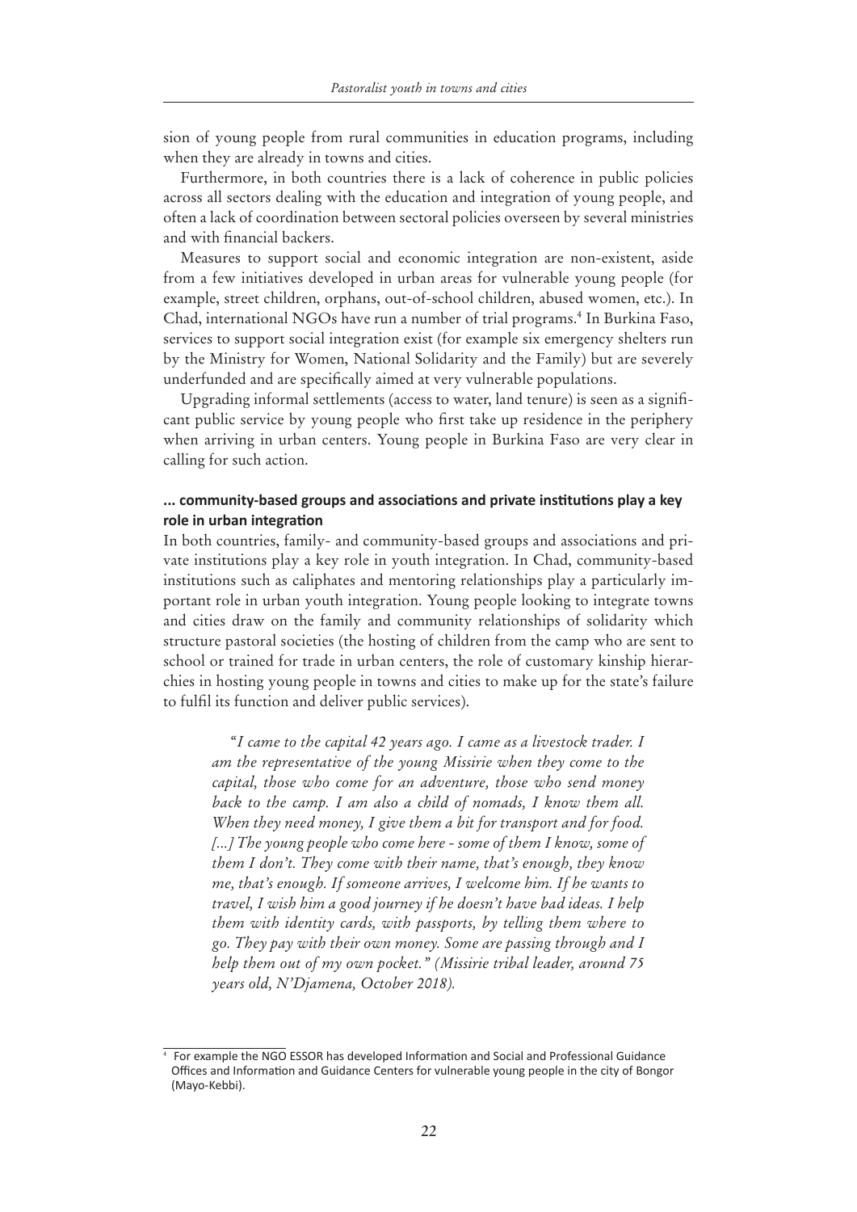sion of young people from rural communities in education programs, including when they are already in towns and cities.

Furthermore, in both countries there is a lack of coherence in public policies across all sectors dealing with the education and integration of young people, and often a lack of coordination between sectoral policies overseen by several ministries and with financial backers.

Measures to support social and economic integration are non-existent, aside from a few initiatives developed in urban areas for vulnerable young people (for example, street children, orphans, out-of-school children, abused women, etc.). In Chad, international NGOs have run a number of trial programs.[4] In Burkina Faso, services to support social integration exist (for example six emergency shelters run by the Ministry for Women, National Solidarity and the Family) but are severely underfunded and are specifically aimed at very vulnerable populations.

Upgrading informal settlements (access to water, land tenure) is seen as a significant public service by young people who first take up residence in the periphery when arriving in urban centers. Young people in Burkina Faso are very clear in calling for such action.

### ... community-based groups and associations and private institutions play a key role in urban integration

In both countries, family- and community-based groups and associations and private institutions play a key role in youth integration. In Chad, community-based institutions such as caliphates and mentoring relationships play a particularly important role in urban youth integration. Young people looking to integrate towns and cities draw on the family and community relationships of solidarity which structure pastoral societies (the hosting of children from the camp who are sent to school or trained for trade in urban centers, the role of customary kinship hierarchies in hosting young people in towns and cities to make up for the state's failure to fulfil its function and deliver public services).

> *"I came to the capital 42 years ago. I came as a livestock trader. I am the representative of the young Missirie when they come to the capital, those who come for an adventure, those who send money back to the camp. I am also a child of nomads, I know them all. When they need money, I give them a bit for transport and for food. [...] The young people who come here - some of them I know, some of them I don't. They come with their name, that's enough, they know me, that's enough. If someone arrives, I welcome him. If he wants to travel, I wish him a good journey if he doesn't have bad ideas. I help them with identity cards, with passports, by telling them where to go. They pay with their own money. Some are passing through and I help them out of my own pocket." (Missirie tribal leader, around 75 years old, N'Djamena, October 2018).*

[4] For example the NGO ESSOR has developed Information and Social and Professional Guidance Offices and Information and Guidance Centers for vulnerable young people in the city of Bongor (Mayo-Kebbi).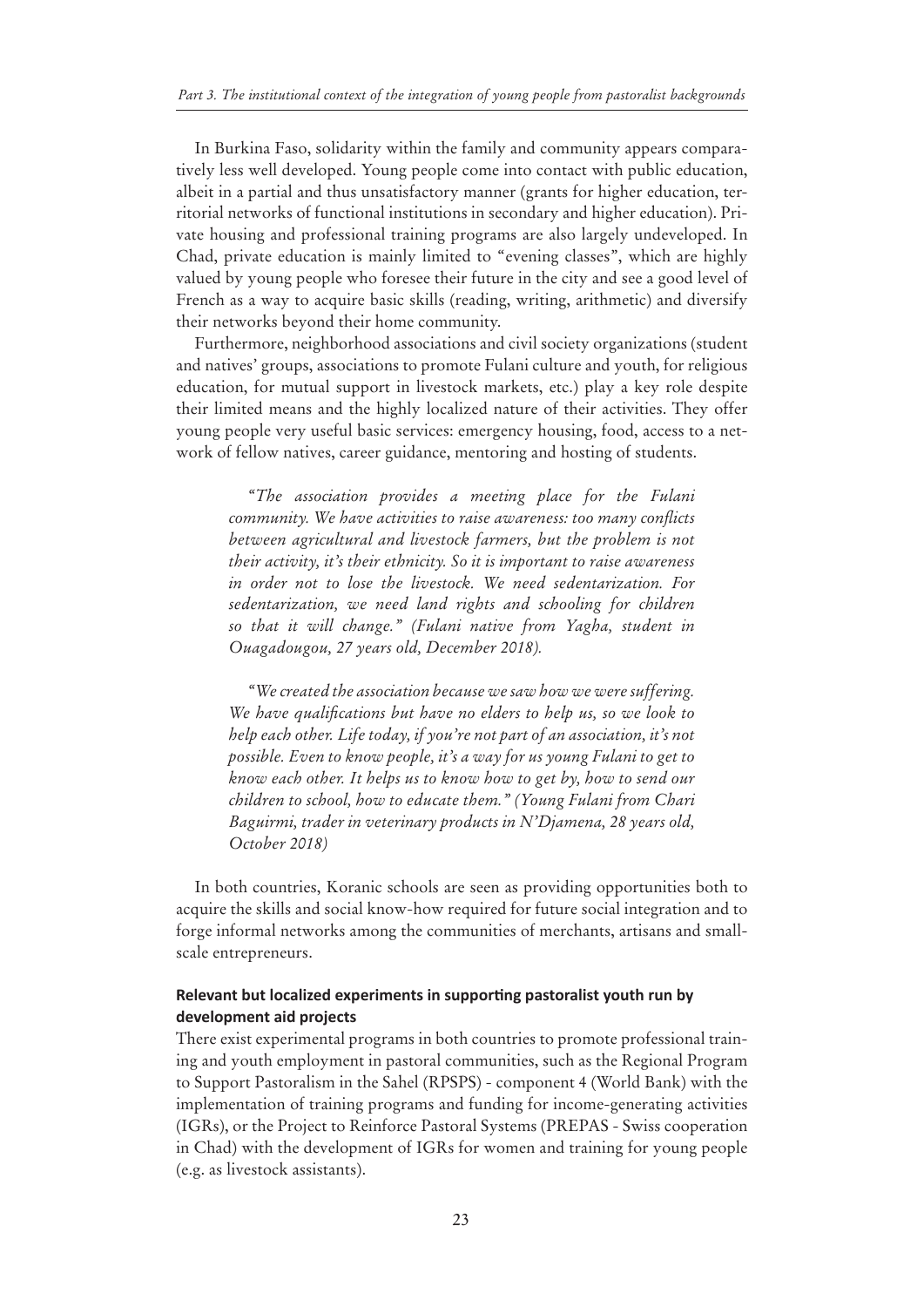In Burkina Faso, solidarity within the family and community appears comparatively less well developed. Young people come into contact with public education, albeit in a partial and thus unsatisfactory manner (grants for higher education, territorial networks of functional institutions in secondary and higher education). Private housing and professional training programs are also largely undeveloped. In Chad, private education is mainly limited to "evening classes", which are highly valued by young people who foresee their future in the city and see a good level of French as a way to acquire basic skills (reading, writing, arithmetic) and diversify their networks beyond their home community.

Furthermore, neighborhood associations and civil society organizations (student and natives' groups, associations to promote Fulani culture and youth, for religious education, for mutual support in livestock markets, etc.) play a key role despite their limited means and the highly localized nature of their activities. They offer young people very useful basic services: emergency housing, food, access to a network of fellow natives, career guidance, mentoring and hosting of students.

> *"The association provides a meeting place for the Fulani community. We have activities to raise awareness: too many conflicts between agricultural and livestock farmers, but the problem is not their activity, it's their ethnicity. So it is important to raise awareness in order not to lose the livestock. We need sedentarization. For sedentarization, we need land rights and schooling for children so that it will change." (Fulani native from Yagha, student in Ouagadougou, 27 years old, December 2018).*

> *"We created the association because we saw how we were suffering. We have qualifications but have no elders to help us, so we look to help each other. Life today, if you're not part of an association, it's not possible. Even to know people, it's a way for us young Fulani to get to know each other. It helps us to know how to get by, how to send our children to school, how to educate them." (Young Fulani from Chari Baguirmi, trader in veterinary products in N'Djamena, 28 years old, October 2018)*

In both countries, Koranic schools are seen as providing opportunities both to acquire the skills and social know-how required for future social integration and to forge informal networks among the communities of merchants, artisans and small-scale entrepreneurs.

### Relevant but localized experiments in supporting pastoralist youth run by development aid projects

There exist experimental programs in both countries to promote professional training and youth employment in pastoral communities, such as the Regional Program to Support Pastoralism in the Sahel (RPSPS) - component 4 (World Bank) with the implementation of training programs and funding for income-generating activities (IGRs), or the Project to Reinforce Pastoral Systems (PREPAS - Swiss cooperation in Chad) with the development of IGRs for women and training for young people (e.g. as livestock assistants).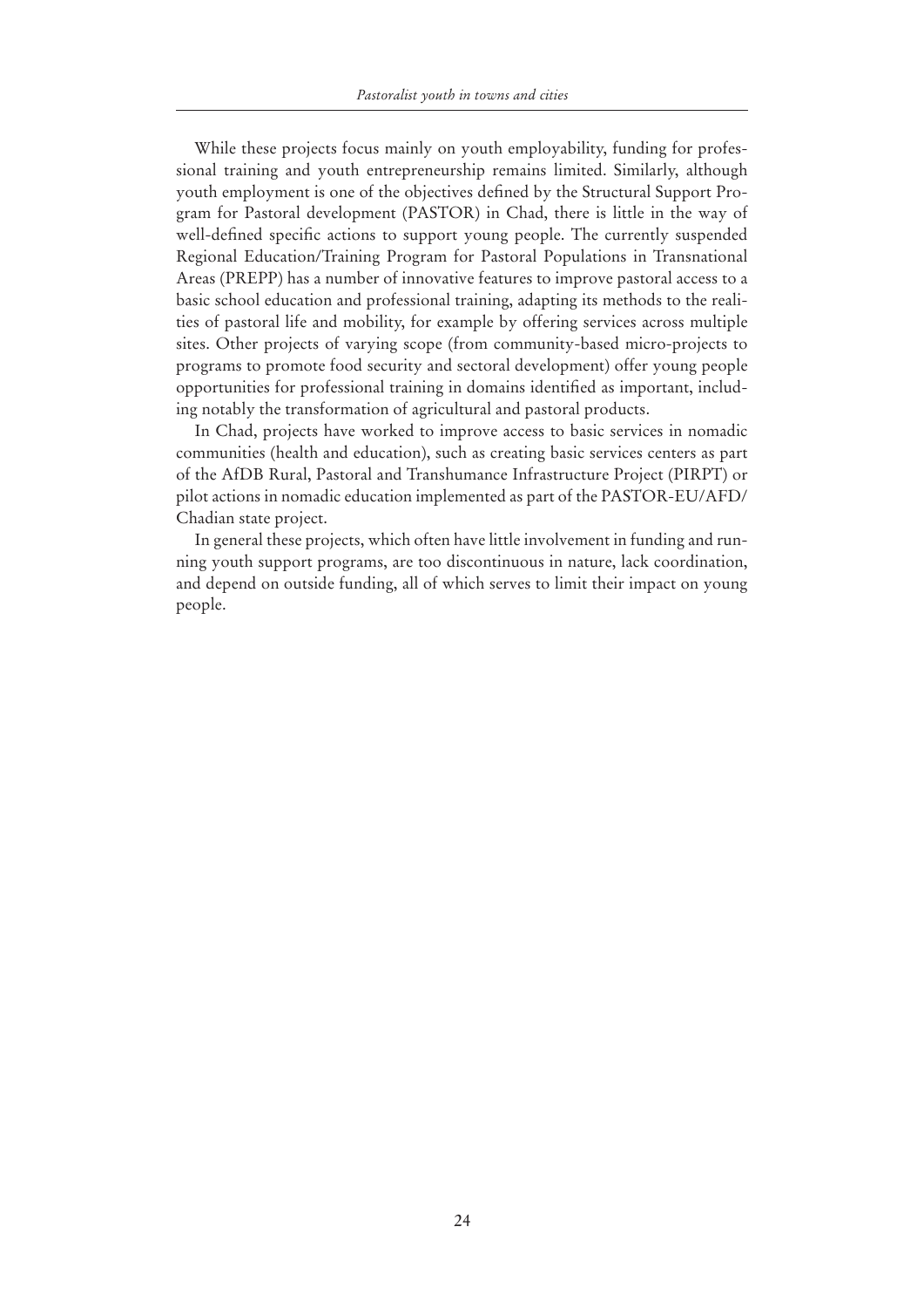While these projects focus mainly on youth employability, funding for professional training and youth entrepreneurship remains limited. Similarly, although youth employment is one of the objectives defined by the Structural Support Program for Pastoral development (PASTOR) in Chad, there is little in the way of well-defined specific actions to support young people. The currently suspended Regional Education/Training Program for Pastoral Populations in Transnational Areas (PREPP) has a number of innovative features to improve pastoral access to a basic school education and professional training, adapting its methods to the realities of pastoral life and mobility, for example by offering services across multiple sites. Other projects of varying scope (from community-based micro-projects to programs to promote food security and sectoral development) offer young people opportunities for professional training in domains identified as important, including notably the transformation of agricultural and pastoral products.

In Chad, projects have worked to improve access to basic services in nomadic communities (health and education), such as creating basic services centers as part of the AfDB Rural, Pastoral and Transhumance Infrastructure Project (PIRPT) or pilot actions in nomadic education implemented as part of the PASTOR-EU/AFD/Chadian state project.

In general these projects, which often have little involvement in funding and running youth support programs, are too discontinuous in nature, lack coordination, and depend on outside funding, all of which serves to limit their impact on young people.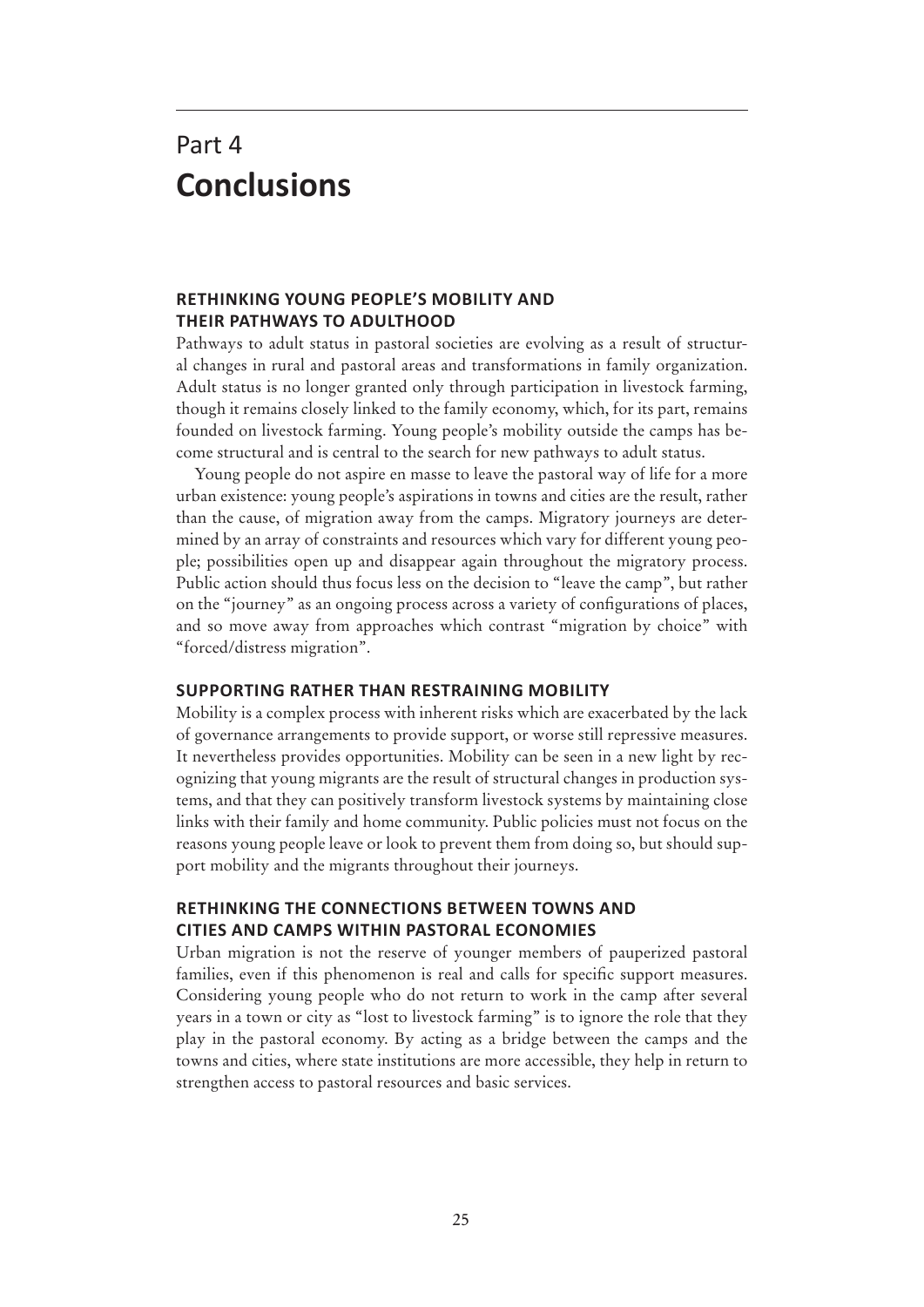# Part 4
# **Conclusions**

## RETHINKING YOUNG PEOPLE'S MOBILITY AND THEIR PATHWAYS TO ADULTHOOD

Pathways to adult status in pastoral societies are evolving as a result of structural changes in rural and pastoral areas and transformations in family organization. Adult status is no longer granted only through participation in livestock farming, though it remains closely linked to the family economy, which, for its part, remains founded on livestock farming. Young people's mobility outside the camps has become structural and is central to the search for new pathways to adult status.

Young people do not aspire en masse to leave the pastoral way of life for a more urban existence: young people's aspirations in towns and cities are the result, rather than the cause, of migration away from the camps. Migratory journeys are determined by an array of constraints and resources which vary for different young people; possibilities open up and disappear again throughout the migratory process. Public action should thus focus less on the decision to "leave the camp", but rather on the "journey" as an ongoing process across a variety of configurations of places, and so move away from approaches which contrast "migration by choice" with "forced/distress migration".

## SUPPORTING RATHER THAN RESTRAINING MOBILITY

Mobility is a complex process with inherent risks which are exacerbated by the lack of governance arrangements to provide support, or worse still repressive measures. It nevertheless provides opportunities. Mobility can be seen in a new light by recognizing that young migrants are the result of structural changes in production systems, and that they can positively transform livestock systems by maintaining close links with their family and home community. Public policies must not focus on the reasons young people leave or look to prevent them from doing so, but should support mobility and the migrants throughout their journeys.

## RETHINKING THE CONNECTIONS BETWEEN TOWNS AND CITIES AND CAMPS WITHIN PASTORAL ECONOMIES

Urban migration is not the reserve of younger members of pauperized pastoral families, even if this phenomenon is real and calls for specific support measures. Considering young people who do not return to work in the camp after several years in a town or city as "lost to livestock farming" is to ignore the role that they play in the pastoral economy. By acting as a bridge between the camps and the towns and cities, where state institutions are more accessible, they help in return to strengthen access to pastoral resources and basic services.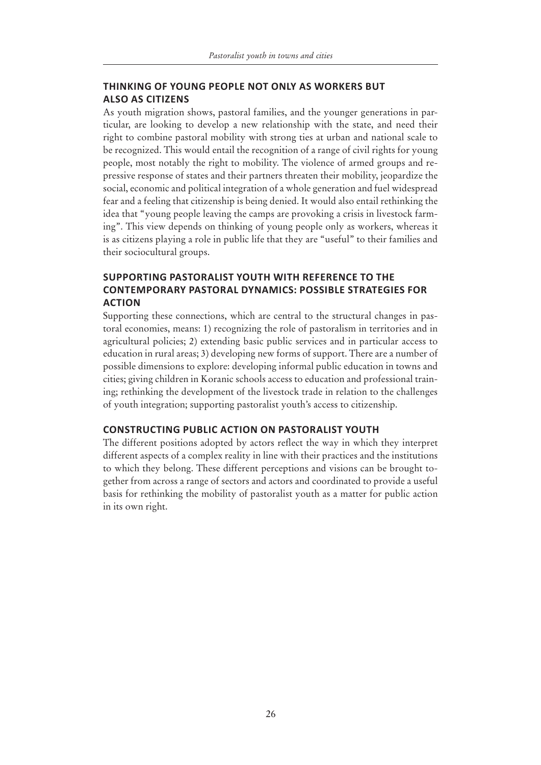## THINKING OF YOUNG PEOPLE NOT ONLY AS WORKERS BUT ALSO AS CITIZENS

As youth migration shows, pastoral families, and the younger generations in particular, are looking to develop a new relationship with the state, and need their right to combine pastoral mobility with strong ties at urban and national scale to be recognized. This would entail the recognition of a range of civil rights for young people, most notably the right to mobility. The violence of armed groups and repressive response of states and their partners threaten their mobility, jeopardize the social, economic and political integration of a whole generation and fuel widespread fear and a feeling that citizenship is being denied. It would also entail rethinking the idea that "young people leaving the camps are provoking a crisis in livestock farming". This view depends on thinking of young people only as workers, whereas it is as citizens playing a role in public life that they are "useful" to their families and their sociocultural groups.

## SUPPORTING PASTORALIST YOUTH WITH REFERENCE TO THE CONTEMPORARY PASTORAL DYNAMICS: POSSIBLE STRATEGIES FOR ACTION

Supporting these connections, which are central to the structural changes in pastoral economies, means: 1) recognizing the role of pastoralism in territories and in agricultural policies; 2) extending basic public services and in particular access to education in rural areas; 3) developing new forms of support. There are a number of possible dimensions to explore: developing informal public education in towns and cities; giving children in Koranic schools access to education and professional training; rethinking the development of the livestock trade in relation to the challenges of youth integration; supporting pastoralist youth's access to citizenship.

## CONSTRUCTING PUBLIC ACTION ON PASTORALIST YOUTH

The different positions adopted by actors reflect the way in which they interpret different aspects of a complex reality in line with their practices and the institutions to which they belong. These different perceptions and visions can be brought together from across a range of sectors and actors and coordinated to provide a useful basis for rethinking the mobility of pastoralist youth as a matter for public action in its own right.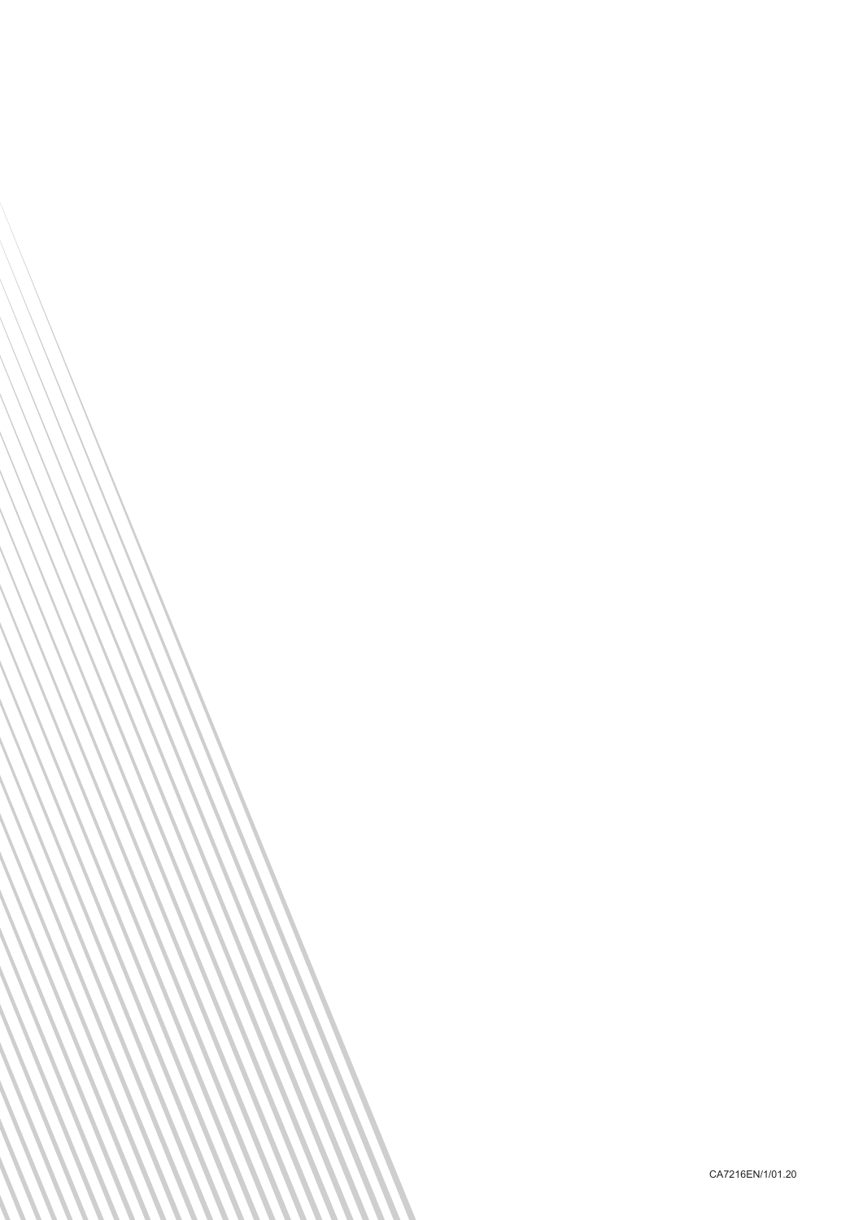CA7216EN/1/01.20